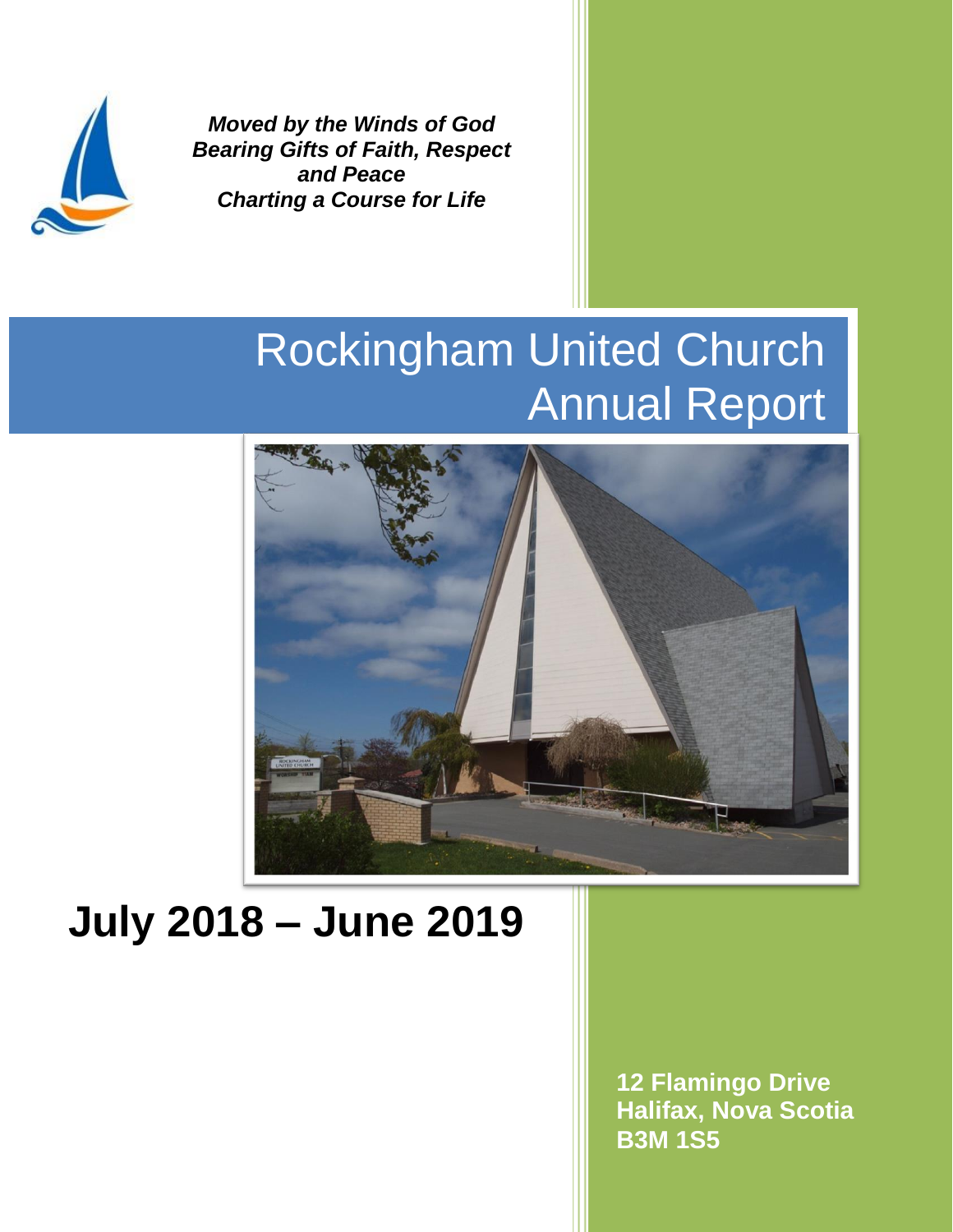***Moved by the Winds of God***
***Bearing Gifts of Faith, Respect and Peace***
***Charting a Course for Life***

# Rockingham United Church Annual Report

# July 2018 – June 2019

**12 Flamingo Drive**
**Halifax, Nova Scotia**
**B3M 1S5**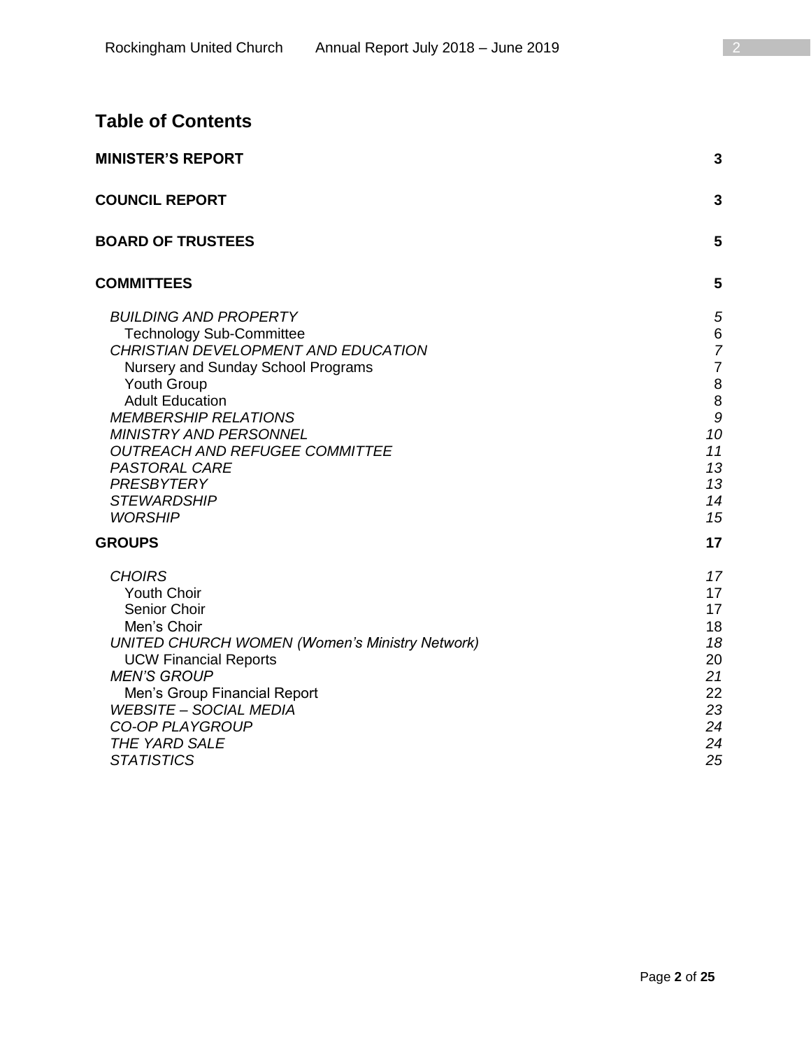# Table of Contents

**MINISTER'S REPORT** 3

**COUNCIL REPORT** 3

**BOARD OF TRUSTEES** 5

**COMMITTEES** 5

- *BUILDING AND PROPERTY* *5*
  - Technology Sub-Committee 6
- *CHRISTIAN DEVELOPMENT AND EDUCATION* *7*
  - Nursery and Sunday School Programs 7
  - Youth Group 8
  - Adult Education 8
- *MEMBERSHIP RELATIONS* *9*
- *MINISTRY AND PERSONNEL* *10*
- *OUTREACH AND REFUGEE COMMITTEE* *11*
- *PASTORAL CARE* *13*
- *PRESBYTERY* *13*
- *STEWARDSHIP* *14*
- *WORSHIP* *15*

**GROUPS** 17

- *CHOIRS* *17*
  - Youth Choir 17
  - Senior Choir 17
  - Men's Choir 18
- *UNITED CHURCH WOMEN (Women's Ministry Network)* *18*
  - UCW Financial Reports 20
- *MEN'S GROUP* *21*
  - Men's Group Financial Report 22
- *WEBSITE – SOCIAL MEDIA* *23*
- *CO-OP PLAYGROUP* *24*
- *THE YARD SALE* *24*
- *STATISTICS* *25*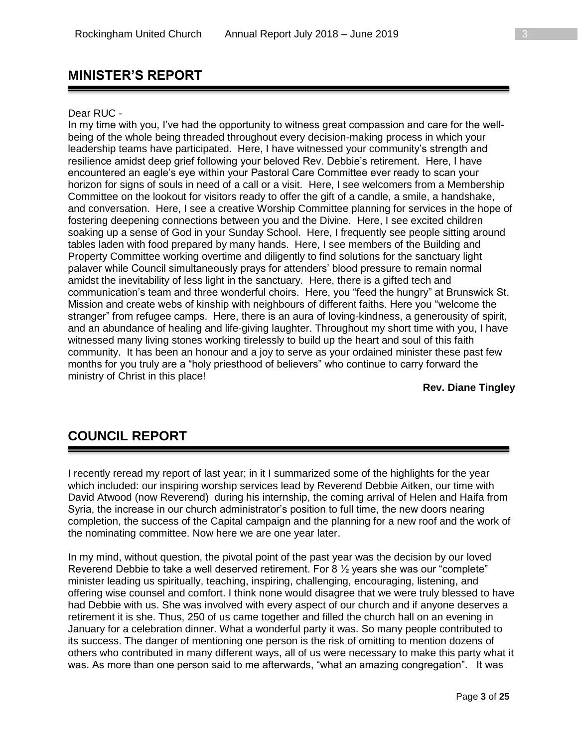## MINISTER'S REPORT

Dear RUC -

In my time with you, I've had the opportunity to witness great compassion and care for the well-being of the whole being threaded throughout every decision-making process in which your leadership teams have participated. Here, I have witnessed your community's strength and resilience amidst deep grief following your beloved Rev. Debbie's retirement. Here, I have encountered an eagle's eye within your Pastoral Care Committee ever ready to scan your horizon for signs of souls in need of a call or a visit. Here, I see welcomers from a Membership Committee on the lookout for visitors ready to offer the gift of a candle, a smile, a handshake, and conversation. Here, I see a creative Worship Committee planning for services in the hope of fostering deepening connections between you and the Divine. Here, I see excited children soaking up a sense of God in your Sunday School. Here, I frequently see people sitting around tables laden with food prepared by many hands. Here, I see members of the Building and Property Committee working overtime and diligently to find solutions for the sanctuary light palaver while Council simultaneously prays for attenders' blood pressure to remain normal amidst the inevitability of less light in the sanctuary. Here, there is a gifted tech and communication's team and three wonderful choirs. Here, you "feed the hungry" at Brunswick St. Mission and create webs of kinship with neighbours of different faiths. Here you "welcome the stranger" from refugee camps. Here, there is an aura of loving-kindness, a generousity of spirit, and an abundance of healing and life-giving laughter. Throughout my short time with you, I have witnessed many living stones working tirelessly to build up the heart and soul of this faith community. It has been an honour and a joy to serve as your ordained minister these past few months for you truly are a "holy priesthood of believers" who continue to carry forward the ministry of Christ in this place!

**Rev. Diane Tingley**

## COUNCIL REPORT

I recently reread my report of last year; in it I summarized some of the highlights for the year which included: our inspiring worship services lead by Reverend Debbie Aitken, our time with David Atwood (now Reverend) during his internship, the coming arrival of Helen and Haifa from Syria, the increase in our church administrator's position to full time, the new doors nearing completion, the success of the Capital campaign and the planning for a new roof and the work of the nominating committee. Now here we are one year later.

In my mind, without question, the pivotal point of the past year was the decision by our loved Reverend Debbie to take a well deserved retirement. For 8 ½ years she was our "complete" minister leading us spiritually, teaching, inspiring, challenging, encouraging, listening, and offering wise counsel and comfort. I think none would disagree that we were truly blessed to have had Debbie with us. She was involved with every aspect of our church and if anyone deserves a retirement it is she. Thus, 250 of us came together and filled the church hall on an evening in January for a celebration dinner. What a wonderful party it was. So many people contributed to its success. The danger of mentioning one person is the risk of omitting to mention dozens of others who contributed in many different ways, all of us were necessary to make this party what it was. As more than one person said to me afterwards, "what an amazing congregation". It was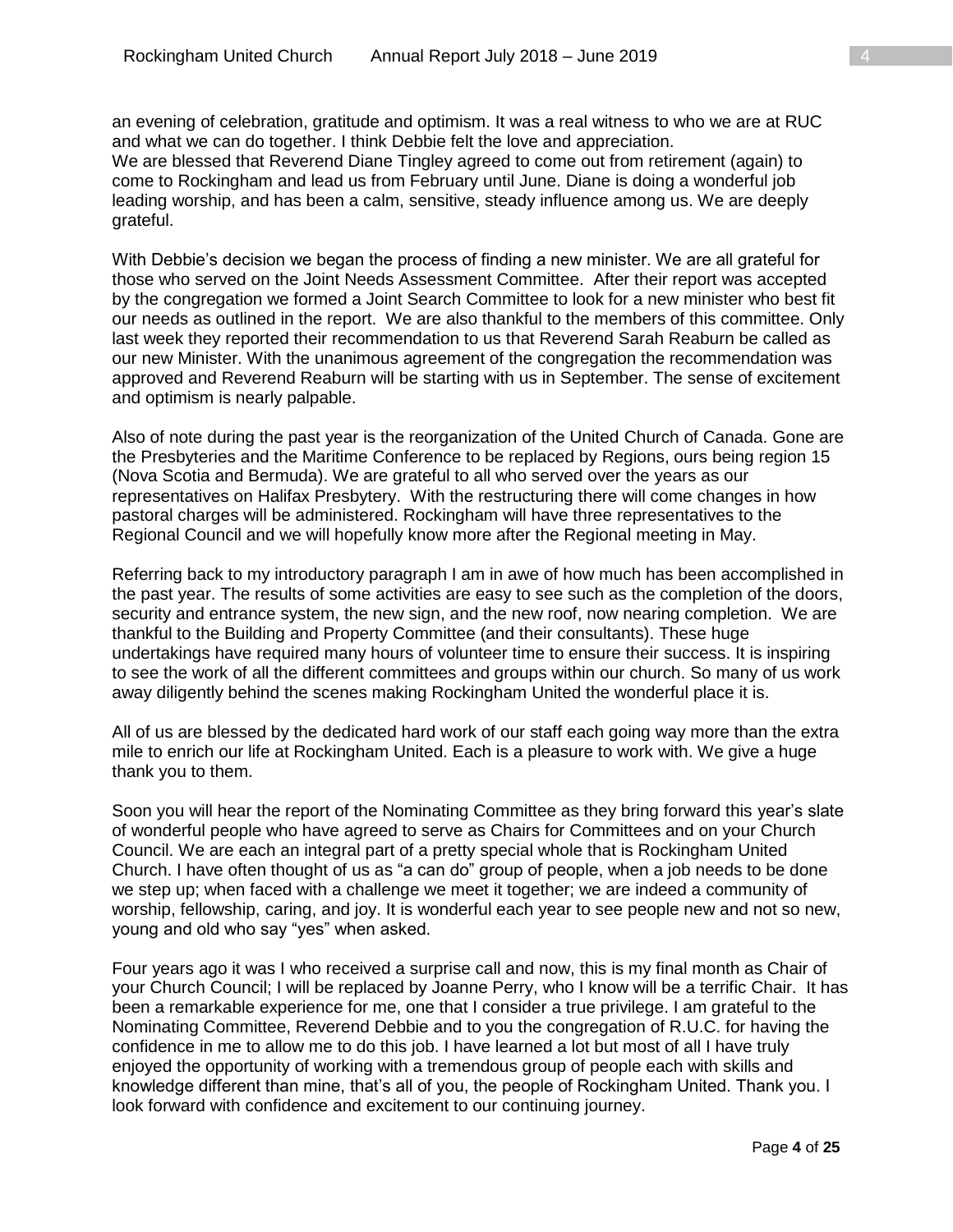an evening of celebration, gratitude and optimism. It was a real witness to who we are at RUC and what we can do together. I think Debbie felt the love and appreciation.
We are blessed that Reverend Diane Tingley agreed to come out from retirement (again) to come to Rockingham and lead us from February until June. Diane is doing a wonderful job leading worship, and has been a calm, sensitive, steady influence among us. We are deeply grateful.

With Debbie's decision we began the process of finding a new minister. We are all grateful for those who served on the Joint Needs Assessment Committee. After their report was accepted by the congregation we formed a Joint Search Committee to look for a new minister who best fit our needs as outlined in the report. We are also thankful to the members of this committee. Only last week they reported their recommendation to us that Reverend Sarah Reaburn be called as our new Minister. With the unanimous agreement of the congregation the recommendation was approved and Reverend Reaburn will be starting with us in September. The sense of excitement and optimism is nearly palpable.

Also of note during the past year is the reorganization of the United Church of Canada. Gone are the Presbyteries and the Maritime Conference to be replaced by Regions, ours being region 15 (Nova Scotia and Bermuda). We are grateful to all who served over the years as our representatives on Halifax Presbytery. With the restructuring there will come changes in how pastoral charges will be administered. Rockingham will have three representatives to the Regional Council and we will hopefully know more after the Regional meeting in May.

Referring back to my introductory paragraph I am in awe of how much has been accomplished in the past year. The results of some activities are easy to see such as the completion of the doors, security and entrance system, the new sign, and the new roof, now nearing completion. We are thankful to the Building and Property Committee (and their consultants). These huge undertakings have required many hours of volunteer time to ensure their success. It is inspiring to see the work of all the different committees and groups within our church. So many of us work away diligently behind the scenes making Rockingham United the wonderful place it is.

All of us are blessed by the dedicated hard work of our staff each going way more than the extra mile to enrich our life at Rockingham United. Each is a pleasure to work with. We give a huge thank you to them.

Soon you will hear the report of the Nominating Committee as they bring forward this year's slate of wonderful people who have agreed to serve as Chairs for Committees and on your Church Council. We are each an integral part of a pretty special whole that is Rockingham United Church. I have often thought of us as "a can do" group of people, when a job needs to be done we step up; when faced with a challenge we meet it together; we are indeed a community of worship, fellowship, caring, and joy. It is wonderful each year to see people new and not so new, young and old who say "yes" when asked.

Four years ago it was I who received a surprise call and now, this is my final month as Chair of your Church Council; I will be replaced by Joanne Perry, who I know will be a terrific Chair. It has been a remarkable experience for me, one that I consider a true privilege. I am grateful to the Nominating Committee, Reverend Debbie and to you the congregation of R.U.C. for having the confidence in me to allow me to do this job. I have learned a lot but most of all I have truly enjoyed the opportunity of working with a tremendous group of people each with skills and knowledge different than mine, that's all of you, the people of Rockingham United. Thank you. I look forward with confidence and excitement to our continuing journey.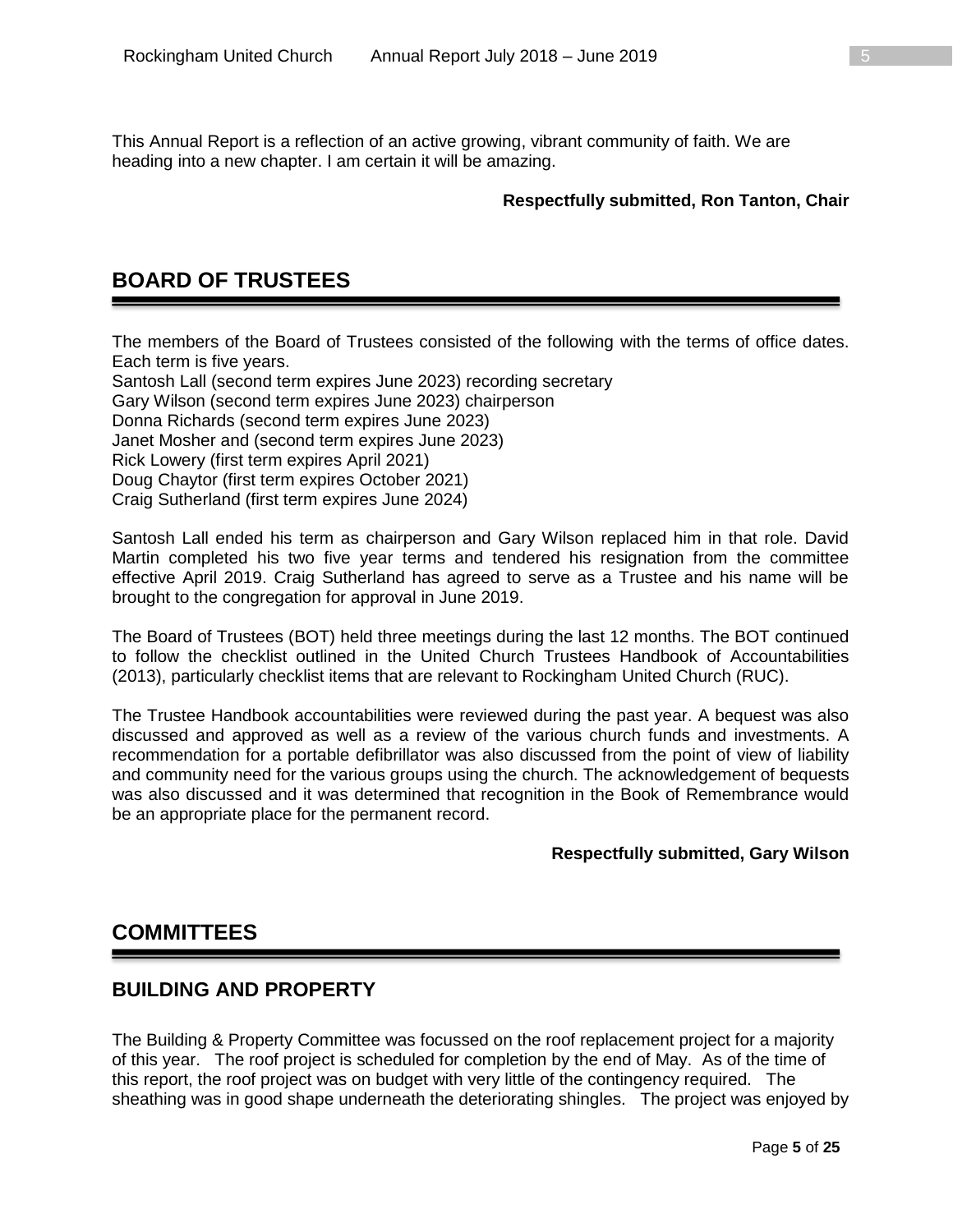This Annual Report is a reflection of an active growing, vibrant community of faith. We are heading into a new chapter. I am certain it will be amazing.

**Respectfully submitted, Ron Tanton, Chair**

# BOARD OF TRUSTEES

The members of the Board of Trustees consisted of the following with the terms of office dates. Each term is five years.
Santosh Lall (second term expires June 2023) recording secretary
Gary Wilson (second term expires June 2023) chairperson
Donna Richards (second term expires June 2023)
Janet Mosher and (second term expires June 2023)
Rick Lowery (first term expires April 2021)
Doug Chaytor (first term expires October 2021)
Craig Sutherland (first term expires June 2024)

Santosh Lall ended his term as chairperson and Gary Wilson replaced him in that role. David Martin completed his two five year terms and tendered his resignation from the committee effective April 2019. Craig Sutherland has agreed to serve as a Trustee and his name will be brought to the congregation for approval in June 2019.

The Board of Trustees (BOT) held three meetings during the last 12 months. The BOT continued to follow the checklist outlined in the United Church Trustees Handbook of Accountabilities (2013), particularly checklist items that are relevant to Rockingham United Church (RUC).

The Trustee Handbook accountabilities were reviewed during the past year. A bequest was also discussed and approved as well as a review of the various church funds and investments. A recommendation for a portable defibrillator was also discussed from the point of view of liability and community need for the various groups using the church. The acknowledgement of bequests was also discussed and it was determined that recognition in the Book of Remembrance would be an appropriate place for the permanent record.

**Respectfully submitted, Gary Wilson**

# COMMITTEES

## BUILDING AND PROPERTY

The Building & Property Committee was focussed on the roof replacement project for a majority of this year. The roof project is scheduled for completion by the end of May. As of the time of this report, the roof project was on budget with very little of the contingency required. The sheathing was in good shape underneath the deteriorating shingles. The project was enjoyed by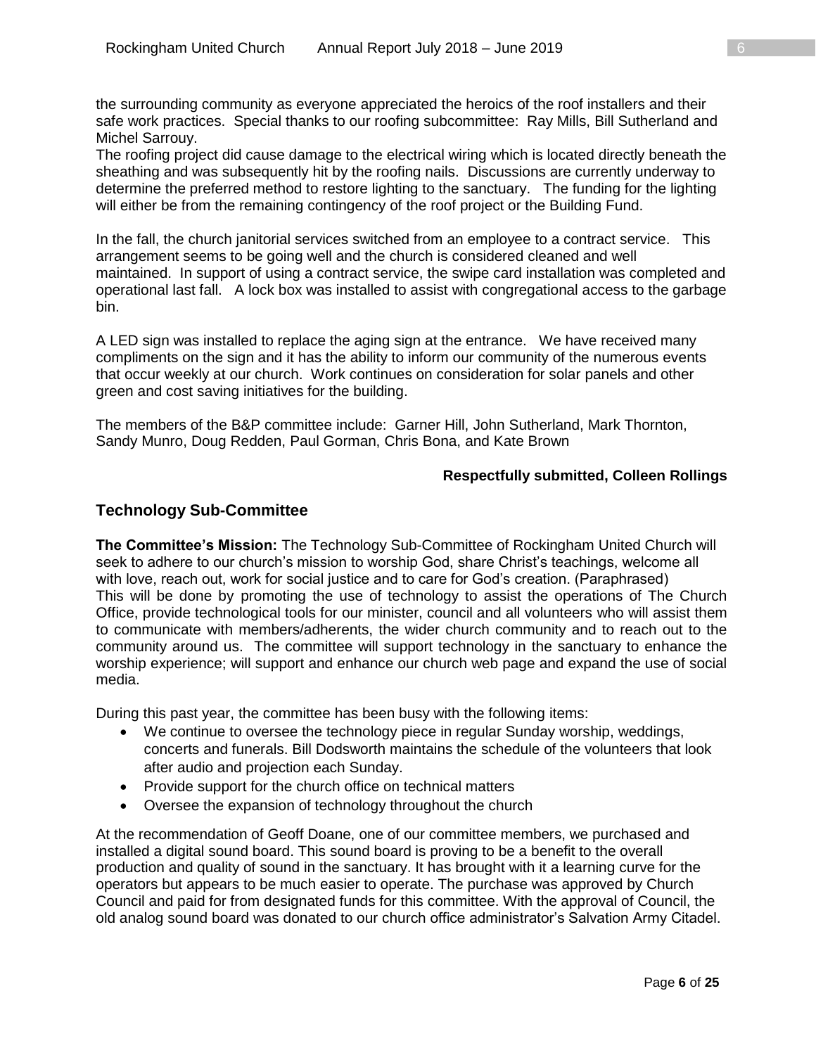the surrounding community as everyone appreciated the heroics of the roof installers and their safe work practices. Special thanks to our roofing subcommittee: Ray Mills, Bill Sutherland and Michel Sarrouy.
The roofing project did cause damage to the electrical wiring which is located directly beneath the sheathing and was subsequently hit by the roofing nails. Discussions are currently underway to determine the preferred method to restore lighting to the sanctuary. The funding for the lighting will either be from the remaining contingency of the roof project or the Building Fund.

In the fall, the church janitorial services switched from an employee to a contract service. This arrangement seems to be going well and the church is considered cleaned and well maintained. In support of using a contract service, the swipe card installation was completed and operational last fall. A lock box was installed to assist with congregational access to the garbage bin.

A LED sign was installed to replace the aging sign at the entrance. We have received many compliments on the sign and it has the ability to inform our community of the numerous events that occur weekly at our church. Work continues on consideration for solar panels and other green and cost saving initiatives for the building.

The members of the B&P committee include: Garner Hill, John Sutherland, Mark Thornton, Sandy Munro, Doug Redden, Paul Gorman, Chris Bona, and Kate Brown

**Respectfully submitted, Colleen Rollings**

## Technology Sub-Committee

**The Committee's Mission:** The Technology Sub-Committee of Rockingham United Church will seek to adhere to our church's mission to worship God, share Christ's teachings, welcome all with love, reach out, work for social justice and to care for God's creation. (Paraphrased)
This will be done by promoting the use of technology to assist the operations of The Church Office, provide technological tools for our minister, council and all volunteers who will assist them to communicate with members/adherents, the wider church community and to reach out to the community around us. The committee will support technology in the sanctuary to enhance the worship experience; will support and enhance our church web page and expand the use of social media.

During this past year, the committee has been busy with the following items:

- We continue to oversee the technology piece in regular Sunday worship, weddings, concerts and funerals. Bill Dodsworth maintains the schedule of the volunteers that look after audio and projection each Sunday.
- Provide support for the church office on technical matters
- Oversee the expansion of technology throughout the church

At the recommendation of Geoff Doane, one of our committee members, we purchased and installed a digital sound board. This sound board is proving to be a benefit to the overall production and quality of sound in the sanctuary. It has brought with it a learning curve for the operators but appears to be much easier to operate. The purchase was approved by Church Council and paid for from designated funds for this committee. With the approval of Council, the old analog sound board was donated to our church office administrator's Salvation Army Citadel.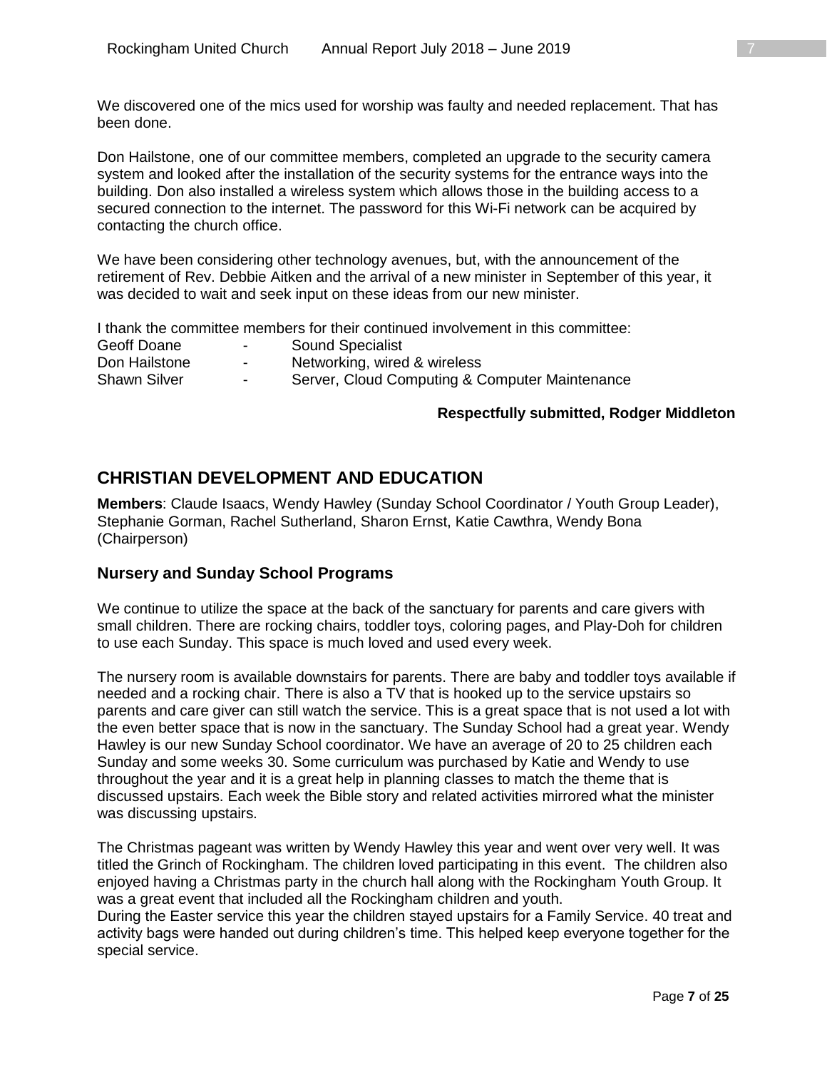We discovered one of the mics used for worship was faulty and needed replacement. That has been done.

Don Hailstone, one of our committee members, completed an upgrade to the security camera system and looked after the installation of the security systems for the entrance ways into the building. Don also installed a wireless system which allows those in the building access to a secured connection to the internet. The password for this Wi-Fi network can be acquired by contacting the church office.

We have been considering other technology avenues, but, with the announcement of the retirement of Rev. Debbie Aitken and the arrival of a new minister in September of this year, it was decided to wait and seek input on these ideas from our new minister.

I thank the committee members for their continued involvement in this committee:

| | | |
|---|---|---|
| Geoff Doane | - | Sound Specialist |
| Don Hailstone | - | Networking, wired & wireless |
| Shawn Silver | - | Server, Cloud Computing & Computer Maintenance |

**Respectfully submitted, Rodger Middleton**

## CHRISTIAN DEVELOPMENT AND EDUCATION

**Members**: Claude Isaacs, Wendy Hawley (Sunday School Coordinator / Youth Group Leader), Stephanie Gorman, Rachel Sutherland, Sharon Ernst, Katie Cawthra, Wendy Bona (Chairperson)

### Nursery and Sunday School Programs

We continue to utilize the space at the back of the sanctuary for parents and care givers with small children. There are rocking chairs, toddler toys, coloring pages, and Play-Doh for children to use each Sunday. This space is much loved and used every week.

The nursery room is available downstairs for parents. There are baby and toddler toys available if needed and a rocking chair. There is also a TV that is hooked up to the service upstairs so parents and care giver can still watch the service. This is a great space that is not used a lot with the even better space that is now in the sanctuary. The Sunday School had a great year. Wendy Hawley is our new Sunday School coordinator. We have an average of 20 to 25 children each Sunday and some weeks 30. Some curriculum was purchased by Katie and Wendy to use throughout the year and it is a great help in planning classes to match the theme that is discussed upstairs. Each week the Bible story and related activities mirrored what the minister was discussing upstairs.

The Christmas pageant was written by Wendy Hawley this year and went over very well. It was titled the Grinch of Rockingham. The children loved participating in this event. The children also enjoyed having a Christmas party in the church hall along with the Rockingham Youth Group. It was a great event that included all the Rockingham children and youth.

During the Easter service this year the children stayed upstairs for a Family Service. 40 treat and activity bags were handed out during children's time. This helped keep everyone together for the special service.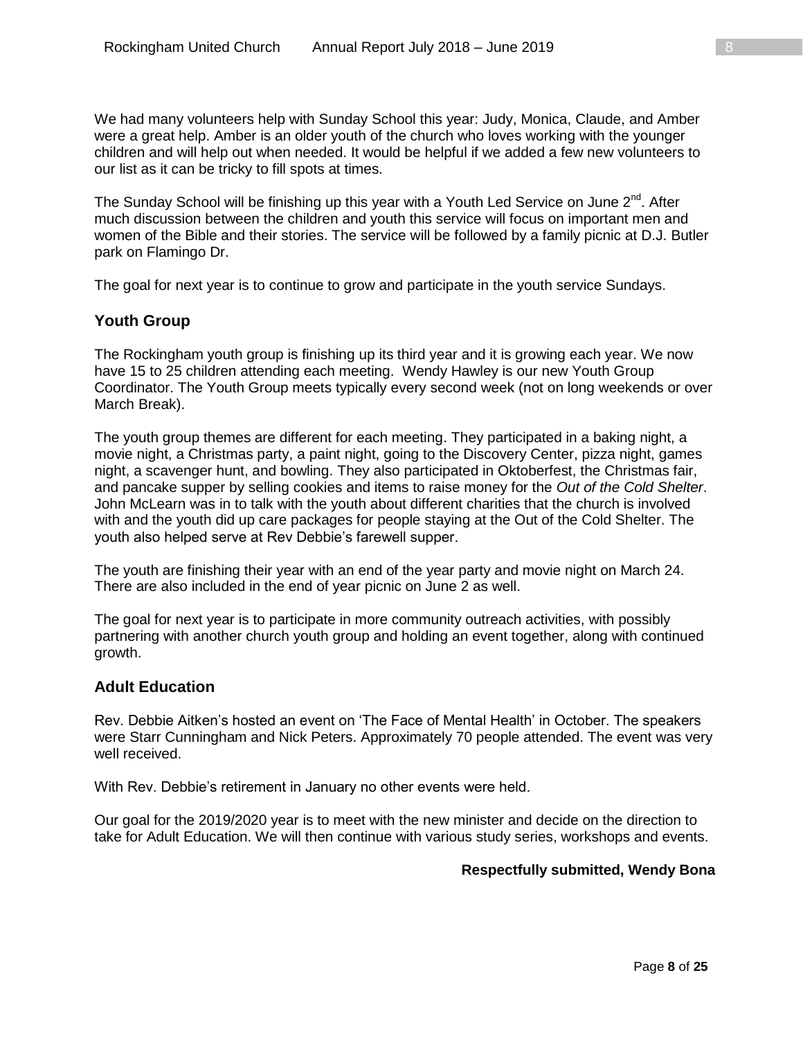We had many volunteers help with Sunday School this year: Judy, Monica, Claude, and Amber were a great help. Amber is an older youth of the church who loves working with the younger children and will help out when needed. It would be helpful if we added a few new volunteers to our list as it can be tricky to fill spots at times.

The Sunday School will be finishing up this year with a Youth Led Service on June 2nd. After much discussion between the children and youth this service will focus on important men and women of the Bible and their stories. The service will be followed by a family picnic at D.J. Butler park on Flamingo Dr.

The goal for next year is to continue to grow and participate in the youth service Sundays.

## Youth Group

The Rockingham youth group is finishing up its third year and it is growing each year. We now have 15 to 25 children attending each meeting. Wendy Hawley is our new Youth Group Coordinator. The Youth Group meets typically every second week (not on long weekends or over March Break).

The youth group themes are different for each meeting. They participated in a baking night, a movie night, a Christmas party, a paint night, going to the Discovery Center, pizza night, games night, a scavenger hunt, and bowling. They also participated in Oktoberfest, the Christmas fair, and pancake supper by selling cookies and items to raise money for the *Out of the Cold Shelter*. John McLearn was in to talk with the youth about different charities that the church is involved with and the youth did up care packages for people staying at the Out of the Cold Shelter. The youth also helped serve at Rev Debbie's farewell supper.

The youth are finishing their year with an end of the year party and movie night on March 24. There are also included in the end of year picnic on June 2 as well.

The goal for next year is to participate in more community outreach activities, with possibly partnering with another church youth group and holding an event together, along with continued growth.

## Adult Education

Rev. Debbie Aitken's hosted an event on 'The Face of Mental Health' in October. The speakers were Starr Cunningham and Nick Peters. Approximately 70 people attended. The event was very well received.

With Rev. Debbie's retirement in January no other events were held.

Our goal for the 2019/2020 year is to meet with the new minister and decide on the direction to take for Adult Education. We will then continue with various study series, workshops and events.

**Respectfully submitted, Wendy Bona**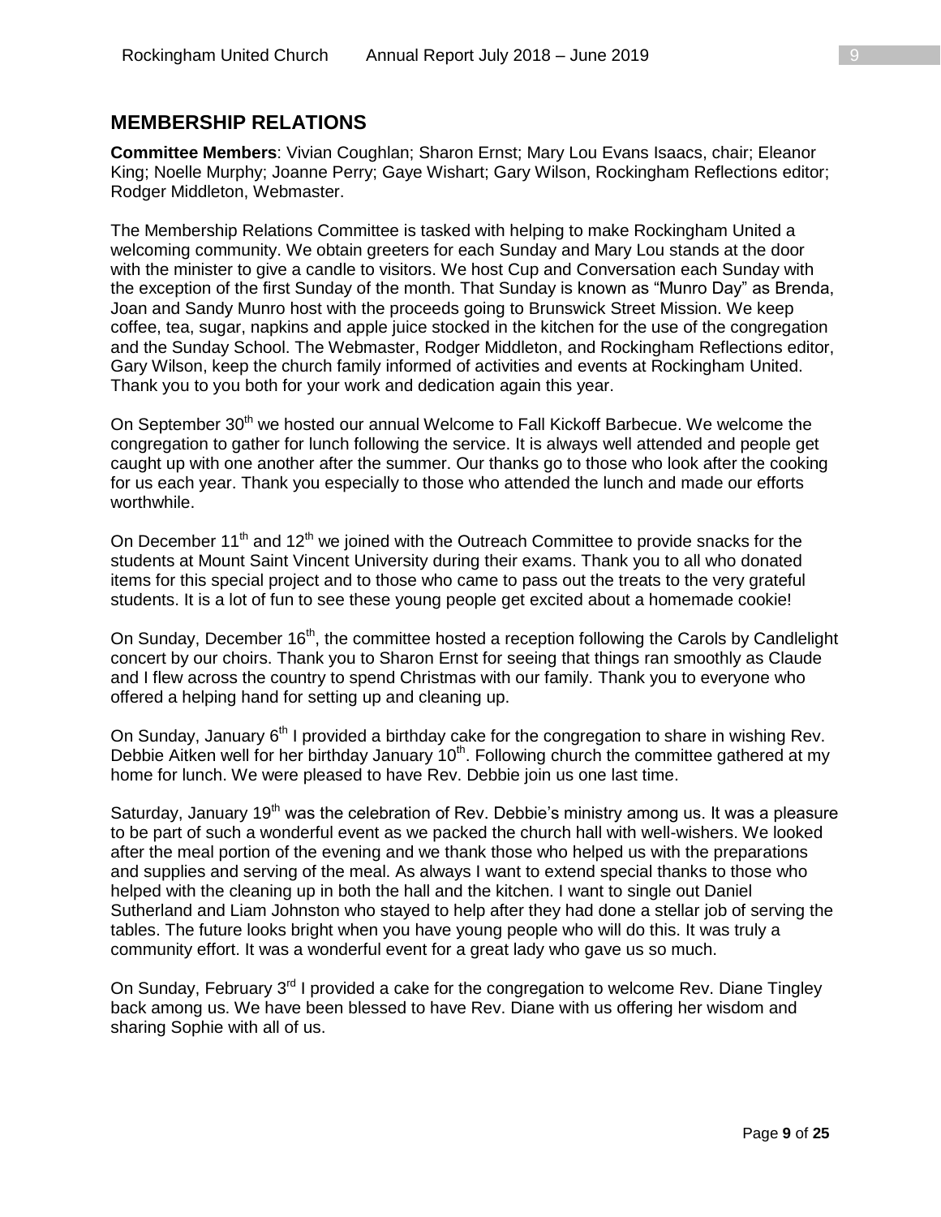## MEMBERSHIP RELATIONS

**Committee Members**: Vivian Coughlan; Sharon Ernst; Mary Lou Evans Isaacs, chair; Eleanor King; Noelle Murphy; Joanne Perry; Gaye Wishart; Gary Wilson, Rockingham Reflections editor; Rodger Middleton, Webmaster.

The Membership Relations Committee is tasked with helping to make Rockingham United a welcoming community. We obtain greeters for each Sunday and Mary Lou stands at the door with the minister to give a candle to visitors. We host Cup and Conversation each Sunday with the exception of the first Sunday of the month. That Sunday is known as "Munro Day" as Brenda, Joan and Sandy Munro host with the proceeds going to Brunswick Street Mission. We keep coffee, tea, sugar, napkins and apple juice stocked in the kitchen for the use of the congregation and the Sunday School. The Webmaster, Rodger Middleton, and Rockingham Reflections editor, Gary Wilson, keep the church family informed of activities and events at Rockingham United. Thank you to you both for your work and dedication again this year.

On September 30th we hosted our annual Welcome to Fall Kickoff Barbecue. We welcome the congregation to gather for lunch following the service. It is always well attended and people get caught up with one another after the summer. Our thanks go to those who look after the cooking for us each year. Thank you especially to those who attended the lunch and made our efforts worthwhile.

On December 11th and 12th we joined with the Outreach Committee to provide snacks for the students at Mount Saint Vincent University during their exams. Thank you to all who donated items for this special project and to those who came to pass out the treats to the very grateful students. It is a lot of fun to see these young people get excited about a homemade cookie!

On Sunday, December 16th, the committee hosted a reception following the Carols by Candlelight concert by our choirs. Thank you to Sharon Ernst for seeing that things ran smoothly as Claude and I flew across the country to spend Christmas with our family. Thank you to everyone who offered a helping hand for setting up and cleaning up.

On Sunday, January 6th I provided a birthday cake for the congregation to share in wishing Rev. Debbie Aitken well for her birthday January 10th. Following church the committee gathered at my home for lunch. We were pleased to have Rev. Debbie join us one last time.

Saturday, January 19th was the celebration of Rev. Debbie's ministry among us. It was a pleasure to be part of such a wonderful event as we packed the church hall with well-wishers. We looked after the meal portion of the evening and we thank those who helped us with the preparations and supplies and serving of the meal. As always I want to extend special thanks to those who helped with the cleaning up in both the hall and the kitchen. I want to single out Daniel Sutherland and Liam Johnston who stayed to help after they had done a stellar job of serving the tables. The future looks bright when you have young people who will do this. It was truly a community effort. It was a wonderful event for a great lady who gave us so much.

On Sunday, February 3rd I provided a cake for the congregation to welcome Rev. Diane Tingley back among us. We have been blessed to have Rev. Diane with us offering her wisdom and sharing Sophie with all of us.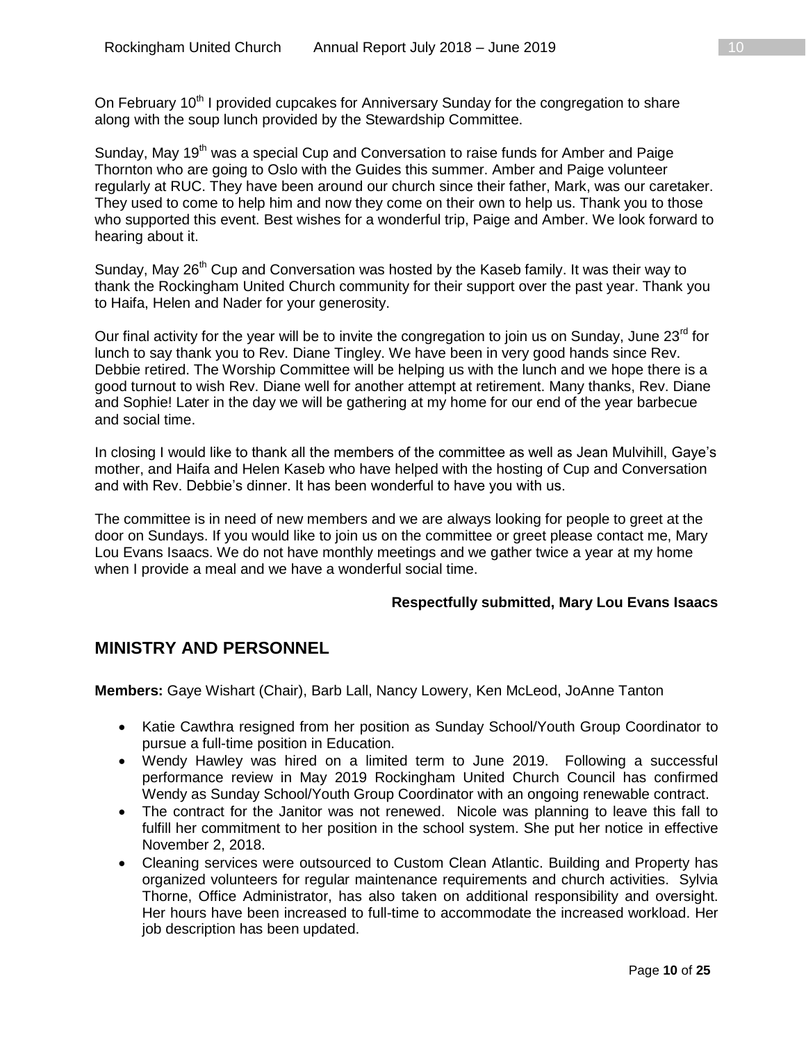On February 10th I provided cupcakes for Anniversary Sunday for the congregation to share along with the soup lunch provided by the Stewardship Committee.

Sunday, May 19th was a special Cup and Conversation to raise funds for Amber and Paige Thornton who are going to Oslo with the Guides this summer. Amber and Paige volunteer regularly at RUC. They have been around our church since their father, Mark, was our caretaker. They used to come to help him and now they come on their own to help us. Thank you to those who supported this event. Best wishes for a wonderful trip, Paige and Amber. We look forward to hearing about it.

Sunday, May 26th Cup and Conversation was hosted by the Kaseb family. It was their way to thank the Rockingham United Church community for their support over the past year. Thank you to Haifa, Helen and Nader for your generosity.

Our final activity for the year will be to invite the congregation to join us on Sunday, June 23rd for lunch to say thank you to Rev. Diane Tingley. We have been in very good hands since Rev. Debbie retired. The Worship Committee will be helping us with the lunch and we hope there is a good turnout to wish Rev. Diane well for another attempt at retirement. Many thanks, Rev. Diane and Sophie! Later in the day we will be gathering at my home for our end of the year barbecue and social time.

In closing I would like to thank all the members of the committee as well as Jean Mulvihill, Gaye's mother, and Haifa and Helen Kaseb who have helped with the hosting of Cup and Conversation and with Rev. Debbie's dinner. It has been wonderful to have you with us.

The committee is in need of new members and we are always looking for people to greet at the door on Sundays. If you would like to join us on the committee or greet please contact me, Mary Lou Evans Isaacs. We do not have monthly meetings and we gather twice a year at my home when I provide a meal and we have a wonderful social time.

**Respectfully submitted, Mary Lou Evans Isaacs**

## MINISTRY AND PERSONNEL

**Members:** Gaye Wishart (Chair), Barb Lall, Nancy Lowery, Ken McLeod, JoAnne Tanton

- Katie Cawthra resigned from her position as Sunday School/Youth Group Coordinator to pursue a full-time position in Education.
- Wendy Hawley was hired on a limited term to June 2019. Following a successful performance review in May 2019 Rockingham United Church Council has confirmed Wendy as Sunday School/Youth Group Coordinator with an ongoing renewable contract.
- The contract for the Janitor was not renewed. Nicole was planning to leave this fall to fulfill her commitment to her position in the school system. She put her notice in effective November 2, 2018.
- Cleaning services were outsourced to Custom Clean Atlantic. Building and Property has organized volunteers for regular maintenance requirements and church activities. Sylvia Thorne, Office Administrator, has also taken on additional responsibility and oversight. Her hours have been increased to full-time to accommodate the increased workload. Her job description has been updated.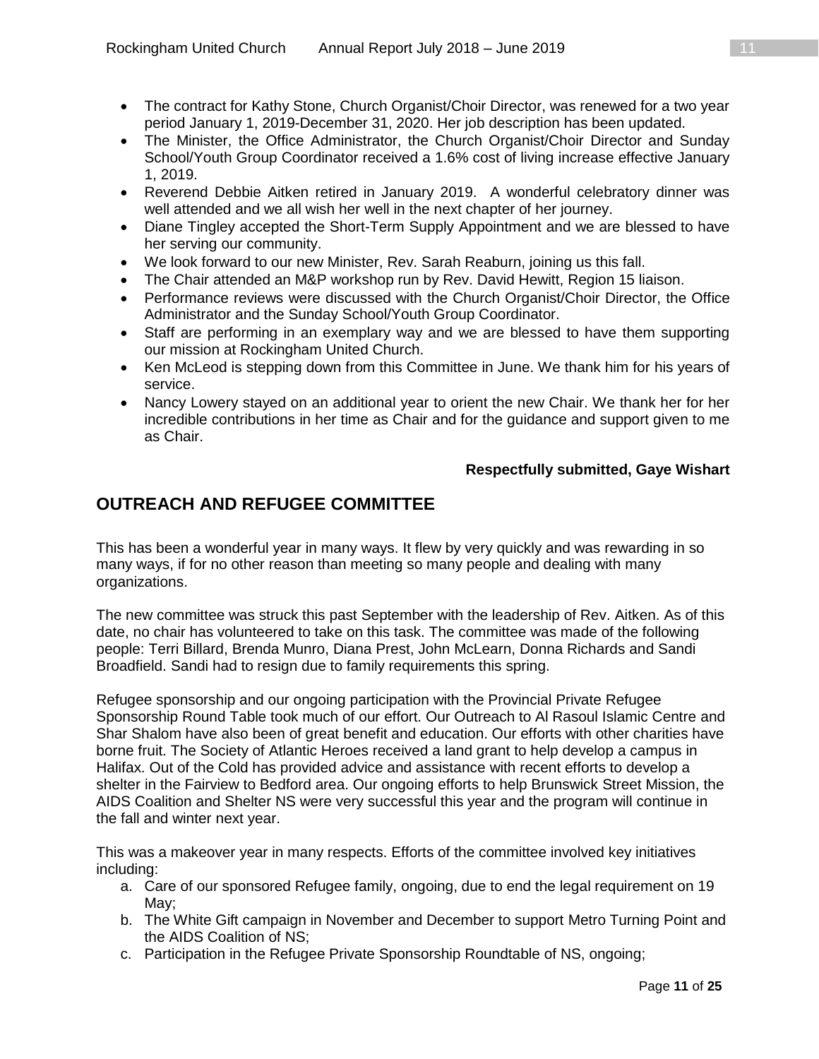- The contract for Kathy Stone, Church Organist/Choir Director, was renewed for a two year period January 1, 2019-December 31, 2020. Her job description has been updated.
- The Minister, the Office Administrator, the Church Organist/Choir Director and Sunday School/Youth Group Coordinator received a 1.6% cost of living increase effective January 1, 2019.
- Reverend Debbie Aitken retired in January 2019. A wonderful celebratory dinner was well attended and we all wish her well in the next chapter of her journey.
- Diane Tingley accepted the Short-Term Supply Appointment and we are blessed to have her serving our community.
- We look forward to our new Minister, Rev. Sarah Reaburn, joining us this fall.
- The Chair attended an M&P workshop run by Rev. David Hewitt, Region 15 liaison.
- Performance reviews were discussed with the Church Organist/Choir Director, the Office Administrator and the Sunday School/Youth Group Coordinator.
- Staff are performing in an exemplary way and we are blessed to have them supporting our mission at Rockingham United Church.
- Ken McLeod is stepping down from this Committee in June. We thank him for his years of service.
- Nancy Lowery stayed on an additional year to orient the new Chair. We thank her for her incredible contributions in her time as Chair and for the guidance and support given to me as Chair.

**Respectfully submitted, Gaye Wishart**

## OUTREACH AND REFUGEE COMMITTEE

This has been a wonderful year in many ways. It flew by very quickly and was rewarding in so many ways, if for no other reason than meeting so many people and dealing with many organizations.

The new committee was struck this past September with the leadership of Rev. Aitken. As of this date, no chair has volunteered to take on this task. The committee was made of the following people: Terri Billard, Brenda Munro, Diana Prest, John McLearn, Donna Richards and Sandi Broadfield. Sandi had to resign due to family requirements this spring.

Refugee sponsorship and our ongoing participation with the Provincial Private Refugee Sponsorship Round Table took much of our effort. Our Outreach to Al Rasoul Islamic Centre and Shar Shalom have also been of great benefit and education. Our efforts with other charities have borne fruit. The Society of Atlantic Heroes received a land grant to help develop a campus in Halifax. Out of the Cold has provided advice and assistance with recent efforts to develop a shelter in the Fairview to Bedford area. Our ongoing efforts to help Brunswick Street Mission, the AIDS Coalition and Shelter NS were very successful this year and the program will continue in the fall and winter next year.

This was a makeover year in many respects. Efforts of the committee involved key initiatives including:

a. Care of our sponsored Refugee family, ongoing, due to end the legal requirement on 19 May;
b. The White Gift campaign in November and December to support Metro Turning Point and the AIDS Coalition of NS;
c. Participation in the Refugee Private Sponsorship Roundtable of NS, ongoing;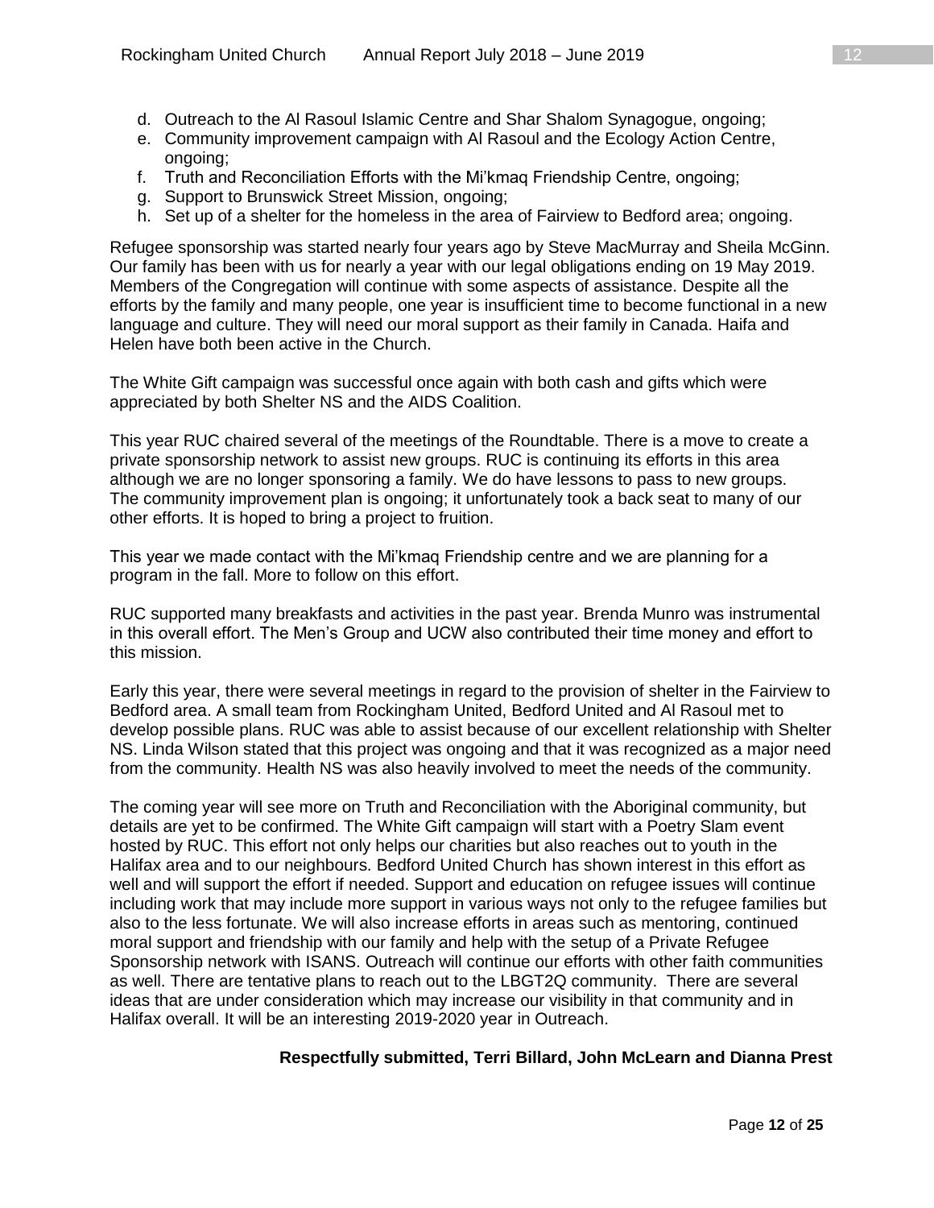d. Outreach to the Al Rasoul Islamic Centre and Shar Shalom Synagogue, ongoing;
e. Community improvement campaign with Al Rasoul and the Ecology Action Centre, ongoing;
f. Truth and Reconciliation Efforts with the Mi'kmaq Friendship Centre, ongoing;
g. Support to Brunswick Street Mission, ongoing;
h. Set up of a shelter for the homeless in the area of Fairview to Bedford area; ongoing.

Refugee sponsorship was started nearly four years ago by Steve MacMurray and Sheila McGinn. Our family has been with us for nearly a year with our legal obligations ending on 19 May 2019. Members of the Congregation will continue with some aspects of assistance. Despite all the efforts by the family and many people, one year is insufficient time to become functional in a new language and culture. They will need our moral support as their family in Canada. Haifa and Helen have both been active in the Church.

The White Gift campaign was successful once again with both cash and gifts which were appreciated by both Shelter NS and the AIDS Coalition.

This year RUC chaired several of the meetings of the Roundtable. There is a move to create a private sponsorship network to assist new groups. RUC is continuing its efforts in this area although we are no longer sponsoring a family. We do have lessons to pass to new groups. The community improvement plan is ongoing; it unfortunately took a back seat to many of our other efforts. It is hoped to bring a project to fruition.

This year we made contact with the Mi'kmaq Friendship centre and we are planning for a program in the fall. More to follow on this effort.

RUC supported many breakfasts and activities in the past year. Brenda Munro was instrumental in this overall effort. The Men's Group and UCW also contributed their time money and effort to this mission.

Early this year, there were several meetings in regard to the provision of shelter in the Fairview to Bedford area. A small team from Rockingham United, Bedford United and Al Rasoul met to develop possible plans. RUC was able to assist because of our excellent relationship with Shelter NS. Linda Wilson stated that this project was ongoing and that it was recognized as a major need from the community. Health NS was also heavily involved to meet the needs of the community.

The coming year will see more on Truth and Reconciliation with the Aboriginal community, but details are yet to be confirmed. The White Gift campaign will start with a Poetry Slam event hosted by RUC. This effort not only helps our charities but also reaches out to youth in the Halifax area and to our neighbours. Bedford United Church has shown interest in this effort as well and will support the effort if needed. Support and education on refugee issues will continue including work that may include more support in various ways not only to the refugee families but also to the less fortunate. We will also increase efforts in areas such as mentoring, continued moral support and friendship with our family and help with the setup of a Private Refugee Sponsorship network with ISANS. Outreach will continue our efforts with other faith communities as well. There are tentative plans to reach out to the LBGT2Q community. There are several ideas that are under consideration which may increase our visibility in that community and in Halifax overall. It will be an interesting 2019-2020 year in Outreach.

**Respectfully submitted, Terri Billard, John McLearn and Dianna Prest**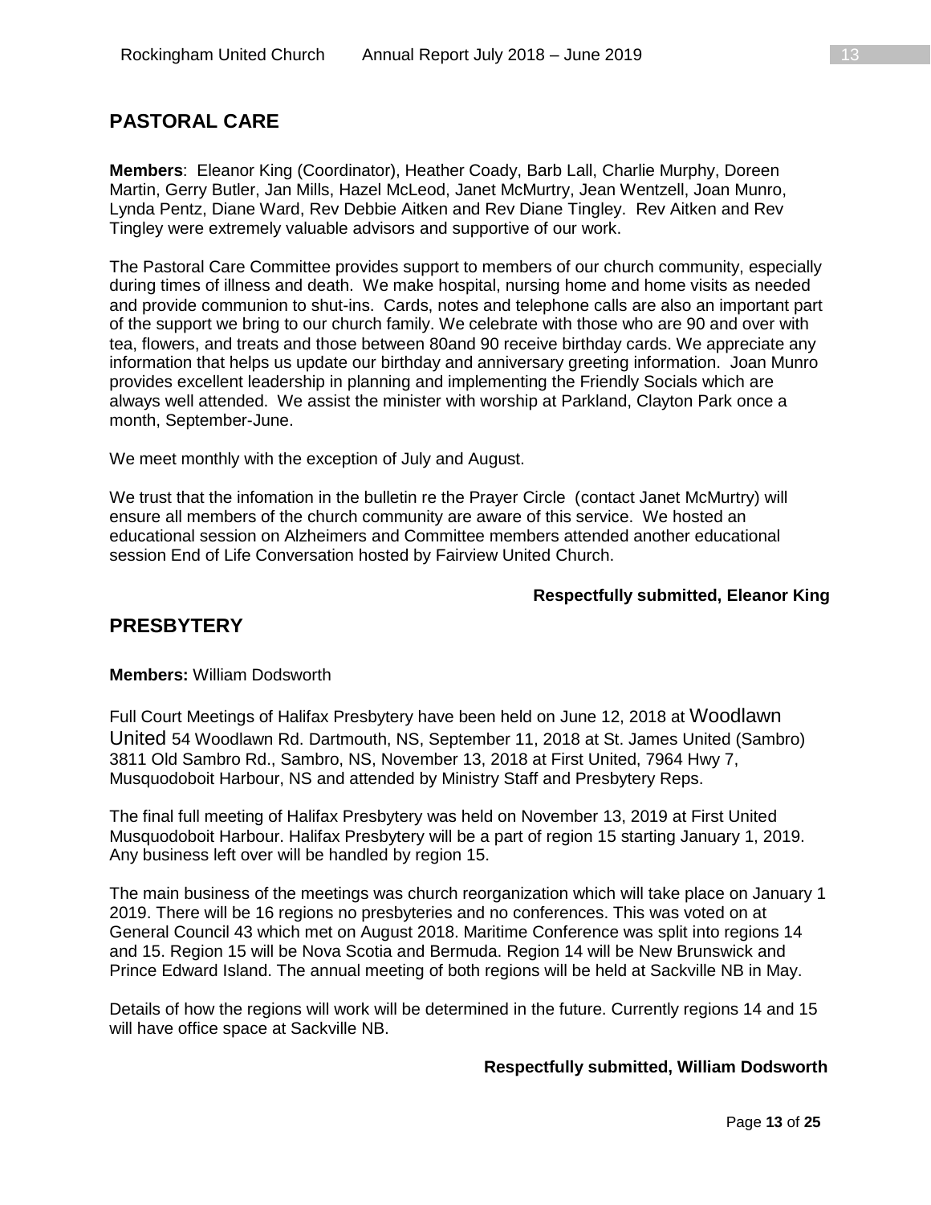## PASTORAL CARE

**Members**: Eleanor King (Coordinator), Heather Coady, Barb Lall, Charlie Murphy, Doreen Martin, Gerry Butler, Jan Mills, Hazel McLeod, Janet McMurtry, Jean Wentzell, Joan Munro, Lynda Pentz, Diane Ward, Rev Debbie Aitken and Rev Diane Tingley. Rev Aitken and Rev Tingley were extremely valuable advisors and supportive of our work.

The Pastoral Care Committee provides support to members of our church community, especially during times of illness and death. We make hospital, nursing home and home visits as needed and provide communion to shut-ins. Cards, notes and telephone calls are also an important part of the support we bring to our church family. We celebrate with those who are 90 and over with tea, flowers, and treats and those between 80and 90 receive birthday cards. We appreciate any information that helps us update our birthday and anniversary greeting information. Joan Munro provides excellent leadership in planning and implementing the Friendly Socials which are always well attended. We assist the minister with worship at Parkland, Clayton Park once a month, September-June.

We meet monthly with the exception of July and August.

We trust that the infomation in the bulletin re the Prayer Circle (contact Janet McMurtry) will ensure all members of the church community are aware of this service. We hosted an educational session on Alzheimers and Committee members attended another educational session End of Life Conversation hosted by Fairview United Church.

**Respectfully submitted, Eleanor King**

## PRESBYTERY

**Members:** William Dodsworth

Full Court Meetings of Halifax Presbytery have been held on June 12, 2018 at Woodlawn United 54 Woodlawn Rd. Dartmouth, NS, September 11, 2018 at St. James United (Sambro) 3811 Old Sambro Rd., Sambro, NS, November 13, 2018 at First United, 7964 Hwy 7, Musquodoboit Harbour, NS and attended by Ministry Staff and Presbytery Reps.

The final full meeting of Halifax Presbytery was held on November 13, 2019 at First United Musquodoboit Harbour. Halifax Presbytery will be a part of region 15 starting January 1, 2019. Any business left over will be handled by region 15.

The main business of the meetings was church reorganization which will take place on January 1 2019. There will be 16 regions no presbyteries and no conferences. This was voted on at General Council 43 which met on August 2018. Maritime Conference was split into regions 14 and 15. Region 15 will be Nova Scotia and Bermuda. Region 14 will be New Brunswick and Prince Edward Island. The annual meeting of both regions will be held at Sackville NB in May.

Details of how the regions will work will be determined in the future. Currently regions 14 and 15 will have office space at Sackville NB.

**Respectfully submitted, William Dodsworth**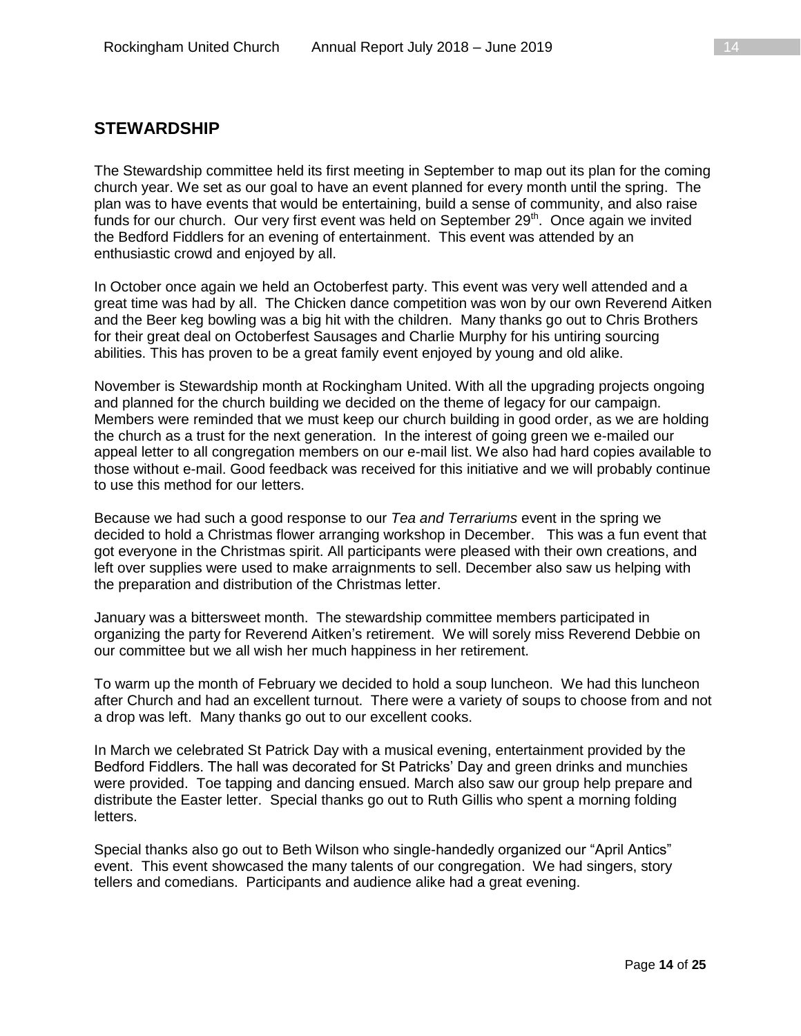## STEWARDSHIP

The Stewardship committee held its first meeting in September to map out its plan for the coming church year. We set as our goal to have an event planned for every month until the spring. The plan was to have events that would be entertaining, build a sense of community, and also raise funds for our church. Our very first event was held on September 29th. Once again we invited the Bedford Fiddlers for an evening of entertainment. This event was attended by an enthusiastic crowd and enjoyed by all.

In October once again we held an Octoberfest party. This event was very well attended and a great time was had by all. The Chicken dance competition was won by our own Reverend Aitken and the Beer keg bowling was a big hit with the children. Many thanks go out to Chris Brothers for their great deal on Octoberfest Sausages and Charlie Murphy for his untiring sourcing abilities. This has proven to be a great family event enjoyed by young and old alike.

November is Stewardship month at Rockingham United. With all the upgrading projects ongoing and planned for the church building we decided on the theme of legacy for our campaign. Members were reminded that we must keep our church building in good order, as we are holding the church as a trust for the next generation. In the interest of going green we e-mailed our appeal letter to all congregation members on our e-mail list. We also had hard copies available to those without e-mail. Good feedback was received for this initiative and we will probably continue to use this method for our letters.

Because we had such a good response to our *Tea and Terrariums* event in the spring we decided to hold a Christmas flower arranging workshop in December. This was a fun event that got everyone in the Christmas spirit. All participants were pleased with their own creations, and left over supplies were used to make arraignments to sell. December also saw us helping with the preparation and distribution of the Christmas letter.

January was a bittersweet month. The stewardship committee members participated in organizing the party for Reverend Aitken's retirement. We will sorely miss Reverend Debbie on our committee but we all wish her much happiness in her retirement.

To warm up the month of February we decided to hold a soup luncheon. We had this luncheon after Church and had an excellent turnout. There were a variety of soups to choose from and not a drop was left. Many thanks go out to our excellent cooks.

In March we celebrated St Patrick Day with a musical evening, entertainment provided by the Bedford Fiddlers. The hall was decorated for St Patricks' Day and green drinks and munchies were provided. Toe tapping and dancing ensued. March also saw our group help prepare and distribute the Easter letter. Special thanks go out to Ruth Gillis who spent a morning folding letters.

Special thanks also go out to Beth Wilson who single-handedly organized our "April Antics" event. This event showcased the many talents of our congregation. We had singers, story tellers and comedians. Participants and audience alike had a great evening.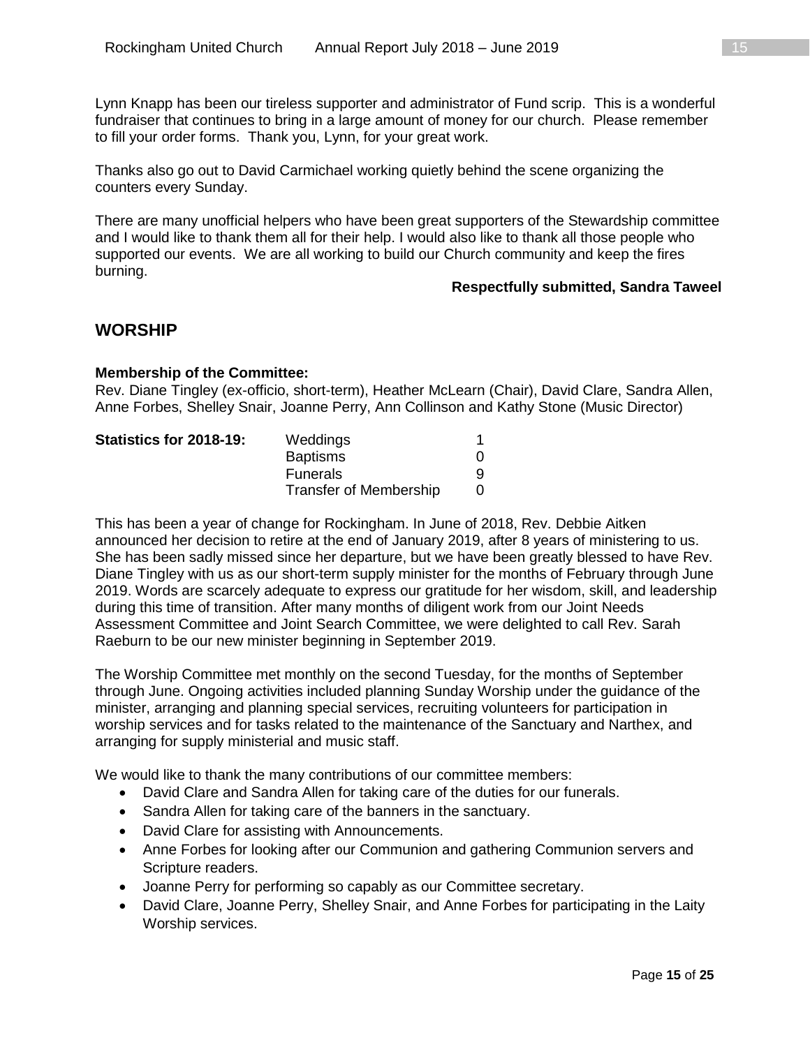Lynn Knapp has been our tireless supporter and administrator of Fund scrip. This is a wonderful fundraiser that continues to bring in a large amount of money for our church. Please remember to fill your order forms. Thank you, Lynn, for your great work.

Thanks also go out to David Carmichael working quietly behind the scene organizing the counters every Sunday.

There are many unofficial helpers who have been great supporters of the Stewardship committee and I would like to thank them all for their help. I would also like to thank all those people who supported our events. We are all working to build our Church community and keep the fires burning.

**Respectfully submitted, Sandra Taweel**

## WORSHIP

**Membership of the Committee:**
Rev. Diane Tingley (ex-officio, short-term), Heather McLearn (Chair), David Clare, Sandra Allen, Anne Forbes, Shelley Snair, Joanne Perry, Ann Collinson and Kathy Stone (Music Director)

| **Statistics for 2018-19:** | | |
|---|---|---|
| | Weddings | 1 |
| | Baptisms | 0 |
| | Funerals | 9 |
| | Transfer of Membership | 0 |

This has been a year of change for Rockingham. In June of 2018, Rev. Debbie Aitken announced her decision to retire at the end of January 2019, after 8 years of ministering to us. She has been sadly missed since her departure, but we have been greatly blessed to have Rev. Diane Tingley with us as our short-term supply minister for the months of February through June 2019. Words are scarcely adequate to express our gratitude for her wisdom, skill, and leadership during this time of transition. After many months of diligent work from our Joint Needs Assessment Committee and Joint Search Committee, we were delighted to call Rev. Sarah Raeburn to be our new minister beginning in September 2019.

The Worship Committee met monthly on the second Tuesday, for the months of September through June. Ongoing activities included planning Sunday Worship under the guidance of the minister, arranging and planning special services, recruiting volunteers for participation in worship services and for tasks related to the maintenance of the Sanctuary and Narthex, and arranging for supply ministerial and music staff.

We would like to thank the many contributions of our committee members:

- David Clare and Sandra Allen for taking care of the duties for our funerals.
- Sandra Allen for taking care of the banners in the sanctuary.
- David Clare for assisting with Announcements.
- Anne Forbes for looking after our Communion and gathering Communion servers and Scripture readers.
- Joanne Perry for performing so capably as our Committee secretary.
- David Clare, Joanne Perry, Shelley Snair, and Anne Forbes for participating in the Laity Worship services.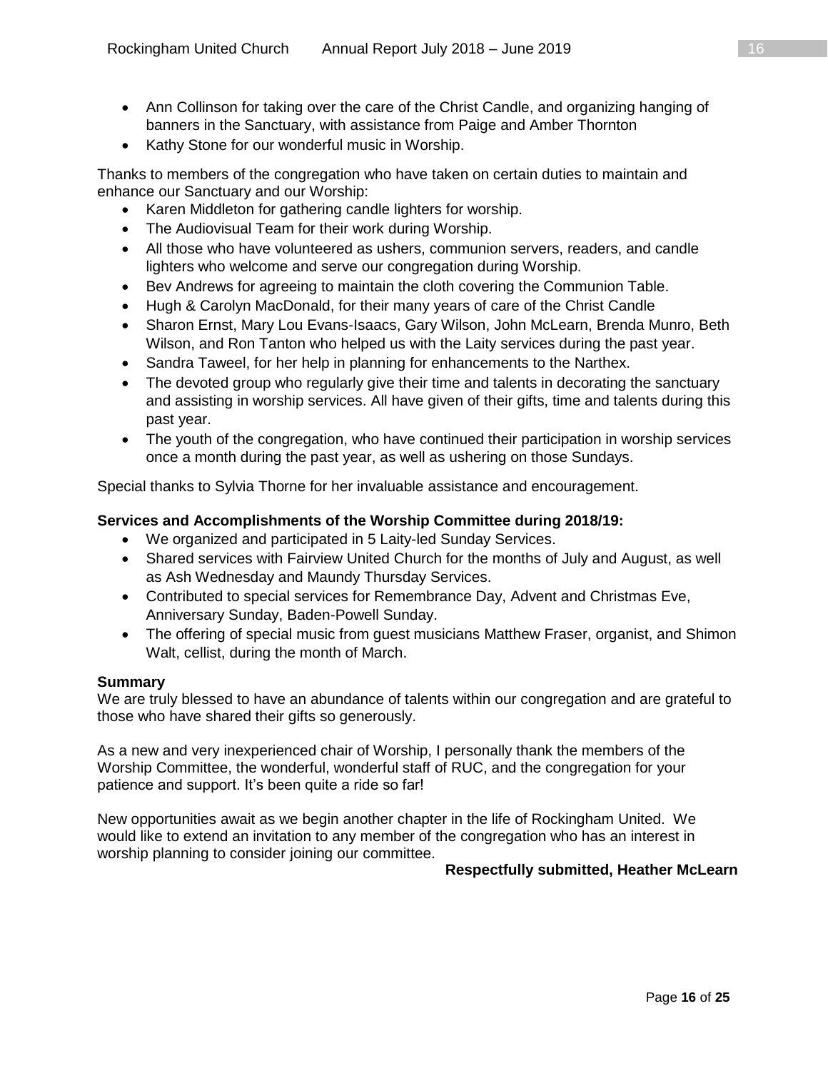- Ann Collinson for taking over the care of the Christ Candle, and organizing hanging of banners in the Sanctuary, with assistance from Paige and Amber Thornton
- Kathy Stone for our wonderful music in Worship.

Thanks to members of the congregation who have taken on certain duties to maintain and enhance our Sanctuary and our Worship:

- Karen Middleton for gathering candle lighters for worship.
- The Audiovisual Team for their work during Worship.
- All those who have volunteered as ushers, communion servers, readers, and candle lighters who welcome and serve our congregation during Worship.
- Bev Andrews for agreeing to maintain the cloth covering the Communion Table.
- Hugh & Carolyn MacDonald, for their many years of care of the Christ Candle
- Sharon Ernst, Mary Lou Evans-Isaacs, Gary Wilson, John McLearn, Brenda Munro, Beth Wilson, and Ron Tanton who helped us with the Laity services during the past year.
- Sandra Taweel, for her help in planning for enhancements to the Narthex.
- The devoted group who regularly give their time and talents in decorating the sanctuary and assisting in worship services. All have given of their gifts, time and talents during this past year.
- The youth of the congregation, who have continued their participation in worship services once a month during the past year, as well as ushering on those Sundays.

Special thanks to Sylvia Thorne for her invaluable assistance and encouragement.

**Services and Accomplishments of the Worship Committee during 2018/19:**

- We organized and participated in 5 Laity-led Sunday Services.
- Shared services with Fairview United Church for the months of July and August, as well as Ash Wednesday and Maundy Thursday Services.
- Contributed to special services for Remembrance Day, Advent and Christmas Eve, Anniversary Sunday, Baden-Powell Sunday.
- The offering of special music from guest musicians Matthew Fraser, organist, and Shimon Walt, cellist, during the month of March.

**Summary**

We are truly blessed to have an abundance of talents within our congregation and are grateful to those who have shared their gifts so generously.

As a new and very inexperienced chair of Worship, I personally thank the members of the Worship Committee, the wonderful, wonderful staff of RUC, and the congregation for your patience and support. It's been quite a ride so far!

New opportunities await as we begin another chapter in the life of Rockingham United. We would like to extend an invitation to any member of the congregation who has an interest in worship planning to consider joining our committee.

**Respectfully submitted, Heather McLearn**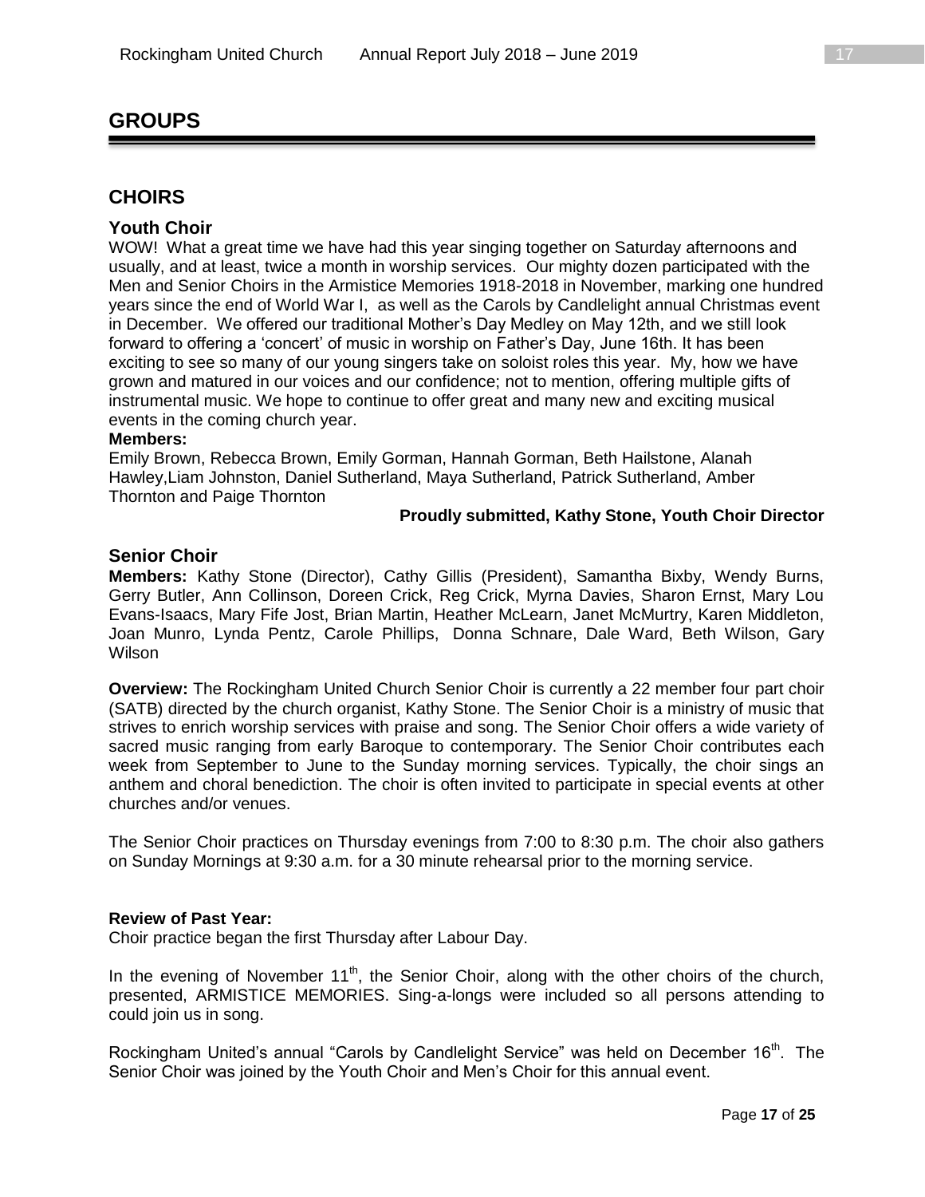# GROUPS

## CHOIRS

### Youth Choir

WOW! What a great time we have had this year singing together on Saturday afternoons and usually, and at least, twice a month in worship services. Our mighty dozen participated with the Men and Senior Choirs in the Armistice Memories 1918-2018 in November, marking one hundred years since the end of World War I, as well as the Carols by Candlelight annual Christmas event in December. We offered our traditional Mother's Day Medley on May 12th, and we still look forward to offering a 'concert' of music in worship on Father's Day, June 16th. It has been exciting to see so many of our young singers take on soloist roles this year. My, how we have grown and matured in our voices and our confidence; not to mention, offering multiple gifts of instrumental music. We hope to continue to offer great and many new and exciting musical events in the coming church year.

**Members:**

Emily Brown, Rebecca Brown, Emily Gorman, Hannah Gorman, Beth Hailstone, Alanah Hawley,Liam Johnston, Daniel Sutherland, Maya Sutherland, Patrick Sutherland, Amber Thornton and Paige Thornton

**Proudly submitted, Kathy Stone, Youth Choir Director**

### Senior Choir

**Members:** Kathy Stone (Director), Cathy Gillis (President), Samantha Bixby, Wendy Burns, Gerry Butler, Ann Collinson, Doreen Crick, Reg Crick, Myrna Davies, Sharon Ernst, Mary Lou Evans-Isaacs, Mary Fife Jost, Brian Martin, Heather McLearn, Janet McMurtry, Karen Middleton, Joan Munro, Lynda Pentz, Carole Phillips, Donna Schnare, Dale Ward, Beth Wilson, Gary Wilson

**Overview:** The Rockingham United Church Senior Choir is currently a 22 member four part choir (SATB) directed by the church organist, Kathy Stone. The Senior Choir is a ministry of music that strives to enrich worship services with praise and song. The Senior Choir offers a wide variety of sacred music ranging from early Baroque to contemporary. The Senior Choir contributes each week from September to June to the Sunday morning services. Typically, the choir sings an anthem and choral benediction. The choir is often invited to participate in special events at other churches and/or venues.

The Senior Choir practices on Thursday evenings from 7:00 to 8:30 p.m. The choir also gathers on Sunday Mornings at 9:30 a.m. for a 30 minute rehearsal prior to the morning service.

**Review of Past Year:**

Choir practice began the first Thursday after Labour Day.

In the evening of November 11th, the Senior Choir, along with the other choirs of the church, presented, ARMISTICE MEMORIES. Sing-a-longs were included so all persons attending to could join us in song.

Rockingham United's annual "Carols by Candlelight Service" was held on December 16th. The Senior Choir was joined by the Youth Choir and Men's Choir for this annual event.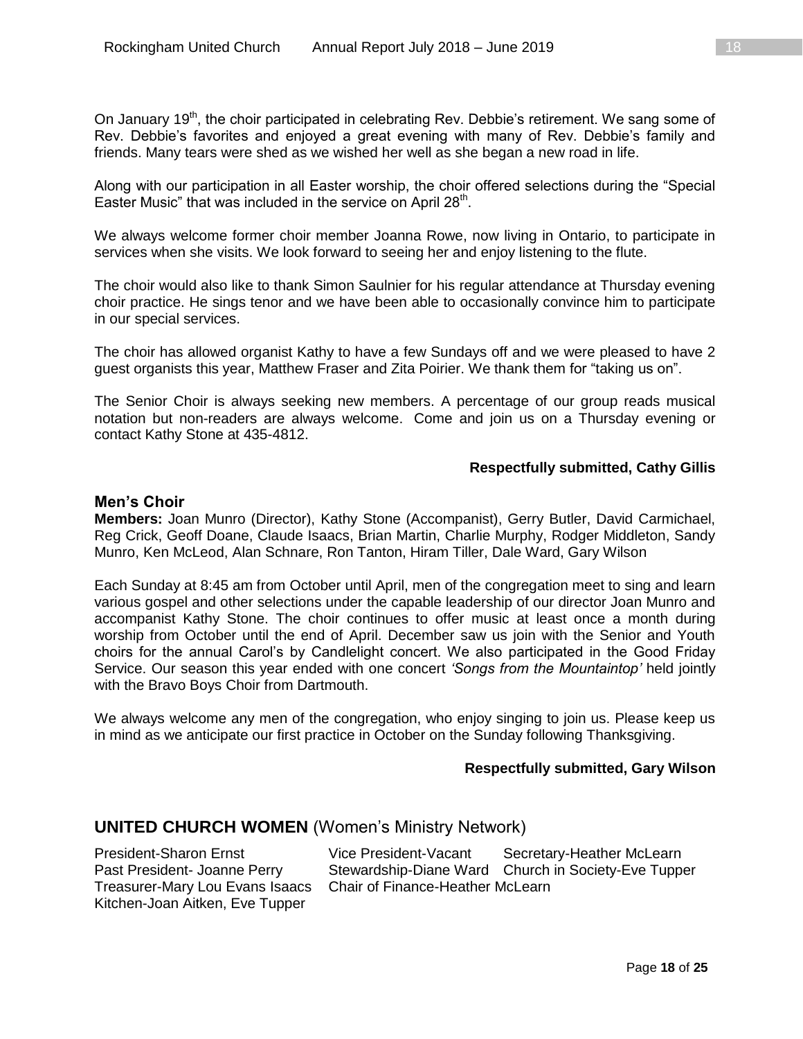On January 19th, the choir participated in celebrating Rev. Debbie's retirement. We sang some of Rev. Debbie's favorites and enjoyed a great evening with many of Rev. Debbie's family and friends. Many tears were shed as we wished her well as she began a new road in life.

Along with our participation in all Easter worship, the choir offered selections during the "Special Easter Music" that was included in the service on April 28th.

We always welcome former choir member Joanna Rowe, now living in Ontario, to participate in services when she visits. We look forward to seeing her and enjoy listening to the flute.

The choir would also like to thank Simon Saulnier for his regular attendance at Thursday evening choir practice. He sings tenor and we have been able to occasionally convince him to participate in our special services.

The choir has allowed organist Kathy to have a few Sundays off and we were pleased to have 2 guest organists this year, Matthew Fraser and Zita Poirier. We thank them for "taking us on".

The Senior Choir is always seeking new members. A percentage of our group reads musical notation but non-readers are always welcome. Come and join us on a Thursday evening or contact Kathy Stone at 435-4812.

**Respectfully submitted, Cathy Gillis**

### Men's Choir

**Members:** Joan Munro (Director), Kathy Stone (Accompanist), Gerry Butler, David Carmichael, Reg Crick, Geoff Doane, Claude Isaacs, Brian Martin, Charlie Murphy, Rodger Middleton, Sandy Munro, Ken McLeod, Alan Schnare, Ron Tanton, Hiram Tiller, Dale Ward, Gary Wilson

Each Sunday at 8:45 am from October until April, men of the congregation meet to sing and learn various gospel and other selections under the capable leadership of our director Joan Munro and accompanist Kathy Stone. The choir continues to offer music at least once a month during worship from October until the end of April. December saw us join with the Senior and Youth choirs for the annual Carol's by Candlelight concert. We also participated in the Good Friday Service. Our season this year ended with one concert *'Songs from the Mountaintop'* held jointly with the Bravo Boys Choir from Dartmouth.

We always welcome any men of the congregation, who enjoy singing to join us. Please keep us in mind as we anticipate our first practice in October on the Sunday following Thanksgiving.

**Respectfully submitted, Gary Wilson**

## UNITED CHURCH WOMEN (Women's Ministry Network)

President-Sharon Ernst
Vice President-Vacant
Secretary-Heather McLearn
Past President- Joanne Perry
Stewardship-Diane Ward
Church in Society-Eve Tupper
Treasurer-Mary Lou Evans Isaacs
Chair of Finance-Heather McLearn
Kitchen-Joan Aitken, Eve Tupper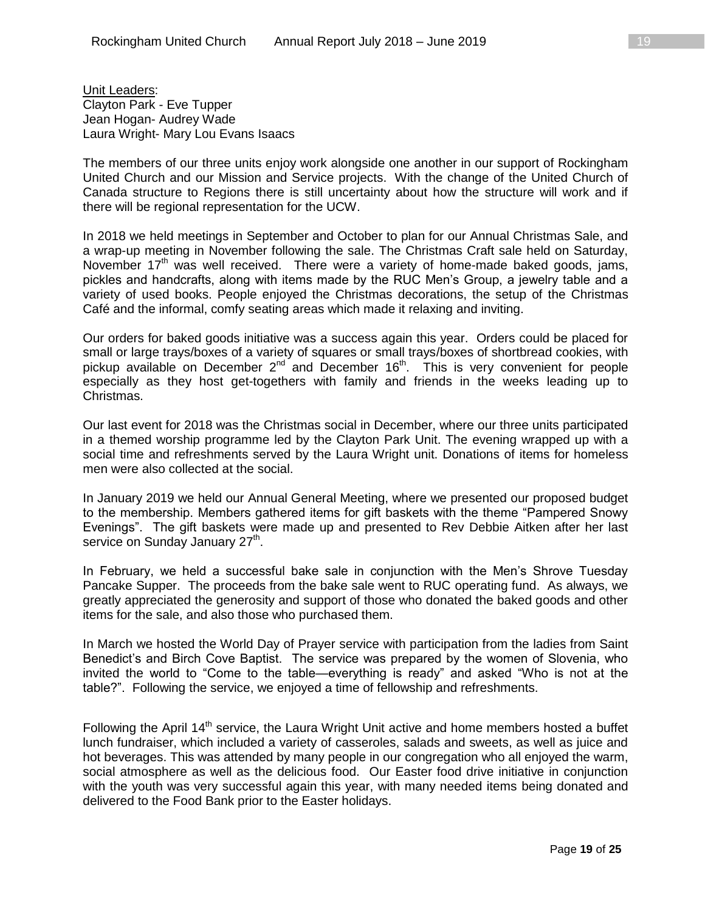Unit Leaders:
Clayton Park - Eve Tupper
Jean Hogan- Audrey Wade
Laura Wright- Mary Lou Evans Isaacs

The members of our three units enjoy work alongside one another in our support of Rockingham United Church and our Mission and Service projects. With the change of the United Church of Canada structure to Regions there is still uncertainty about how the structure will work and if there will be regional representation for the UCW.

In 2018 we held meetings in September and October to plan for our Annual Christmas Sale, and a wrap-up meeting in November following the sale. The Christmas Craft sale held on Saturday, November 17th was well received. There were a variety of home-made baked goods, jams, pickles and handcrafts, along with items made by the RUC Men's Group, a jewelry table and a variety of used books. People enjoyed the Christmas decorations, the setup of the Christmas Café and the informal, comfy seating areas which made it relaxing and inviting.

Our orders for baked goods initiative was a success again this year. Orders could be placed for small or large trays/boxes of a variety of squares or small trays/boxes of shortbread cookies, with pickup available on December 2nd and December 16th. This is very convenient for people especially as they host get-togethers with family and friends in the weeks leading up to Christmas.

Our last event for 2018 was the Christmas social in December, where our three units participated in a themed worship programme led by the Clayton Park Unit. The evening wrapped up with a social time and refreshments served by the Laura Wright unit. Donations of items for homeless men were also collected at the social.

In January 2019 we held our Annual General Meeting, where we presented our proposed budget to the membership. Members gathered items for gift baskets with the theme "Pampered Snowy Evenings". The gift baskets were made up and presented to Rev Debbie Aitken after her last service on Sunday January 27th.

In February, we held a successful bake sale in conjunction with the Men's Shrove Tuesday Pancake Supper. The proceeds from the bake sale went to RUC operating fund. As always, we greatly appreciated the generosity and support of those who donated the baked goods and other items for the sale, and also those who purchased them.

In March we hosted the World Day of Prayer service with participation from the ladies from Saint Benedict's and Birch Cove Baptist. The service was prepared by the women of Slovenia, who invited the world to "Come to the table—everything is ready" and asked "Who is not at the table?". Following the service, we enjoyed a time of fellowship and refreshments.

Following the April 14th service, the Laura Wright Unit active and home members hosted a buffet lunch fundraiser, which included a variety of casseroles, salads and sweets, as well as juice and hot beverages. This was attended by many people in our congregation who all enjoyed the warm, social atmosphere as well as the delicious food. Our Easter food drive initiative in conjunction with the youth was very successful again this year, with many needed items being donated and delivered to the Food Bank prior to the Easter holidays.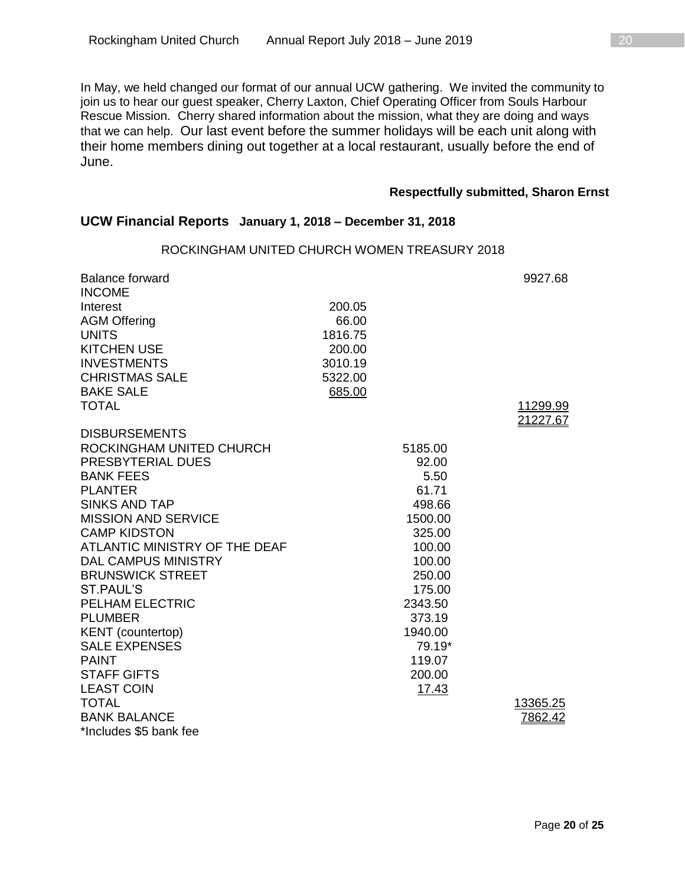In May, we held changed our format of our annual UCW gathering. We invited the community to join us to hear our guest speaker, Cherry Laxton, Chief Operating Officer from Souls Harbour Rescue Mission. Cherry shared information about the mission, what they are doing and ways that we can help. Our last event before the summer holidays will be each unit along with their home members dining out together at a local restaurant, usually before the end of June.

**Respectfully submitted, Sharon Ernst**

## UCW Financial Reports January 1, 2018 – December 31, 2018

ROCKINGHAM UNITED CHURCH WOMEN TREASURY 2018

| | | | |
|---|---|---|---|
| Balance forward | | | 9927.68 |
| INCOME | | | |
| Interest | 200.05 | | |
| AGM Offering | 66.00 | | |
| UNITS | 1816.75 | | |
| KITCHEN USE | 200.00 | | |
| INVESTMENTS | 3010.19 | | |
| CHRISTMAS SALE | 5322.00 | | |
| BAKE SALE | 685.00 | | |
| TOTAL | | | 11299.99 |
| | | | 21227.67 |
| DISBURSEMENTS | | | |
| ROCKINGHAM UNITED CHURCH | | 5185.00 | |
| PRESBYTERIAL DUES | | 92.00 | |
| BANK FEES | | 5.50 | |
| PLANTER | | 61.71 | |
| SINKS AND TAP | | 498.66 | |
| MISSION AND SERVICE | | 1500.00 | |
| CAMP KIDSTON | | 325.00 | |
| ATLANTIC MINISTRY OF THE DEAF | | 100.00 | |
| DAL CAMPUS MINISTRY | | 100.00 | |
| BRUNSWICK STREET | | 250.00 | |
| ST.PAUL'S | | 175.00 | |
| PELHAM ELECTRIC | | 2343.50 | |
| PLUMBER | | 373.19 | |
| KENT (countertop) | | 1940.00 | |
| SALE EXPENSES | | 79.19* | |
| PAINT | | 119.07 | |
| STAFF GIFTS | | 200.00 | |
| LEAST COIN | | 17.43 | |
| TOTAL | | | 13365.25 |
| BANK BALANCE | | | 7862.42 |

*Includes $5 bank fee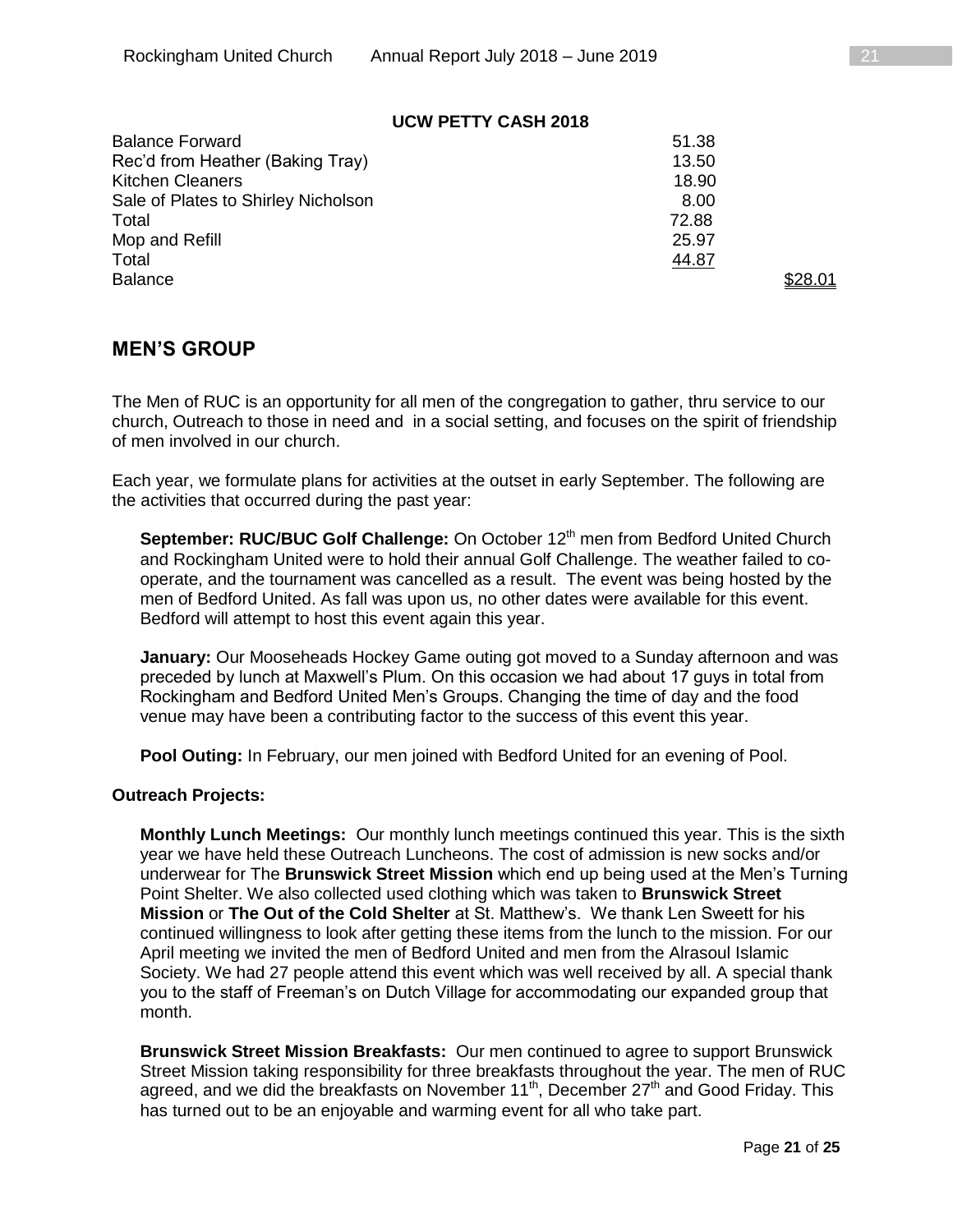**UCW PETTY CASH 2018**

| | | |
|---|---|---|
| Balance Forward | 51.38 | |
| Rec'd from Heather (Baking Tray) | 13.50 | |
| Kitchen Cleaners | 18.90 | |
| Sale of Plates to Shirley Nicholson | 8.00 | |
| Total | 72.88 | |
| Mop and Refill | 25.97 | |
| Total | 44.87 | |
| Balance | | $28.01 |

## MEN'S GROUP

The Men of RUC is an opportunity for all men of the congregation to gather, thru service to our church, Outreach to those in need and in a social setting, and focuses on the spirit of friendship of men involved in our church.

Each year, we formulate plans for activities at the outset in early September. The following are the activities that occurred during the past year:

**September: RUC/BUC Golf Challenge:** On October 12th men from Bedford United Church and Rockingham United were to hold their annual Golf Challenge. The weather failed to co-operate, and the tournament was cancelled as a result. The event was being hosted by the men of Bedford United. As fall was upon us, no other dates were available for this event. Bedford will attempt to host this event again this year.

**January:** Our Mooseheads Hockey Game outing got moved to a Sunday afternoon and was preceded by lunch at Maxwell's Plum. On this occasion we had about 17 guys in total from Rockingham and Bedford United Men's Groups. Changing the time of day and the food venue may have been a contributing factor to the success of this event this year.

**Pool Outing:** In February, our men joined with Bedford United for an evening of Pool.

**Outreach Projects:**

**Monthly Lunch Meetings:** Our monthly lunch meetings continued this year. This is the sixth year we have held these Outreach Luncheons. The cost of admission is new socks and/or underwear for The **Brunswick Street Mission** which end up being used at the Men's Turning Point Shelter. We also collected used clothing which was taken to **Brunswick Street Mission** or **The Out of the Cold Shelter** at St. Matthew's. We thank Len Sweett for his continued willingness to look after getting these items from the lunch to the mission. For our April meeting we invited the men of Bedford United and men from the Alrasoul Islamic Society. We had 27 people attend this event which was well received by all. A special thank you to the staff of Freeman's on Dutch Village for accommodating our expanded group that month.

**Brunswick Street Mission Breakfasts:** Our men continued to agree to support Brunswick Street Mission taking responsibility for three breakfasts throughout the year. The men of RUC agreed, and we did the breakfasts on November 11th, December 27th and Good Friday. This has turned out to be an enjoyable and warming event for all who take part.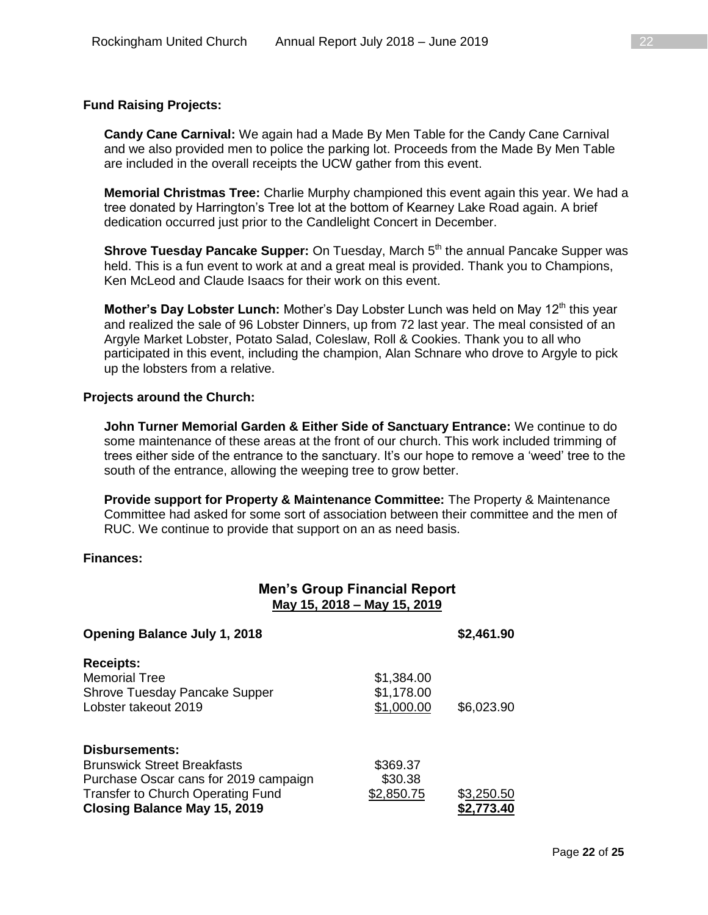**Fund Raising Projects:**

**Candy Cane Carnival:** We again had a Made By Men Table for the Candy Cane Carnival and we also provided men to police the parking lot. Proceeds from the Made By Men Table are included in the overall receipts the UCW gather from this event.

**Memorial Christmas Tree:** Charlie Murphy championed this event again this year. We had a tree donated by Harrington's Tree lot at the bottom of Kearney Lake Road again. A brief dedication occurred just prior to the Candlelight Concert in December.

**Shrove Tuesday Pancake Supper:** On Tuesday, March 5th the annual Pancake Supper was held. This is a fun event to work at and a great meal is provided. Thank you to Champions, Ken McLeod and Claude Isaacs for their work on this event.

**Mother's Day Lobster Lunch:** Mother's Day Lobster Lunch was held on May 12th this year and realized the sale of 96 Lobster Dinners, up from 72 last year. The meal consisted of an Argyle Market Lobster, Potato Salad, Coleslaw, Roll & Cookies. Thank you to all who participated in this event, including the champion, Alan Schnare who drove to Argyle to pick up the lobsters from a relative.

**Projects around the Church:**

**John Turner Memorial Garden & Either Side of Sanctuary Entrance:** We continue to do some maintenance of these areas at the front of our church. This work included trimming of trees either side of the entrance to the sanctuary. It's our hope to remove a 'weed' tree to the south of the entrance, allowing the weeping tree to grow better.

**Provide support for Property & Maintenance Committee:** The Property & Maintenance Committee had asked for some sort of association between their committee and the men of RUC. We continue to provide that support on an as need basis.

**Finances:**

## Men's Group Financial Report

**May 15, 2018 – May 15, 2019**

| | | |
|---|---|---|
| **Opening Balance July 1, 2018** | | **$2,461.90** |
| **Receipts:** | | |
| Memorial Tree | $1,384.00 | |
| Shrove Tuesday Pancake Supper | $1,178.00 | |
| Lobster takeout 2019 | $1,000.00 | $6,023.90 |
| **Disbursements:** | | |
| Brunswick Street Breakfasts | $369.37 | |
| Purchase Oscar cans for 2019 campaign | $30.38 | |
| Transfer to Church Operating Fund | $2,850.75 | $3,250.50 |
| **Closing Balance May 15, 2019** | | **$2,773.40** |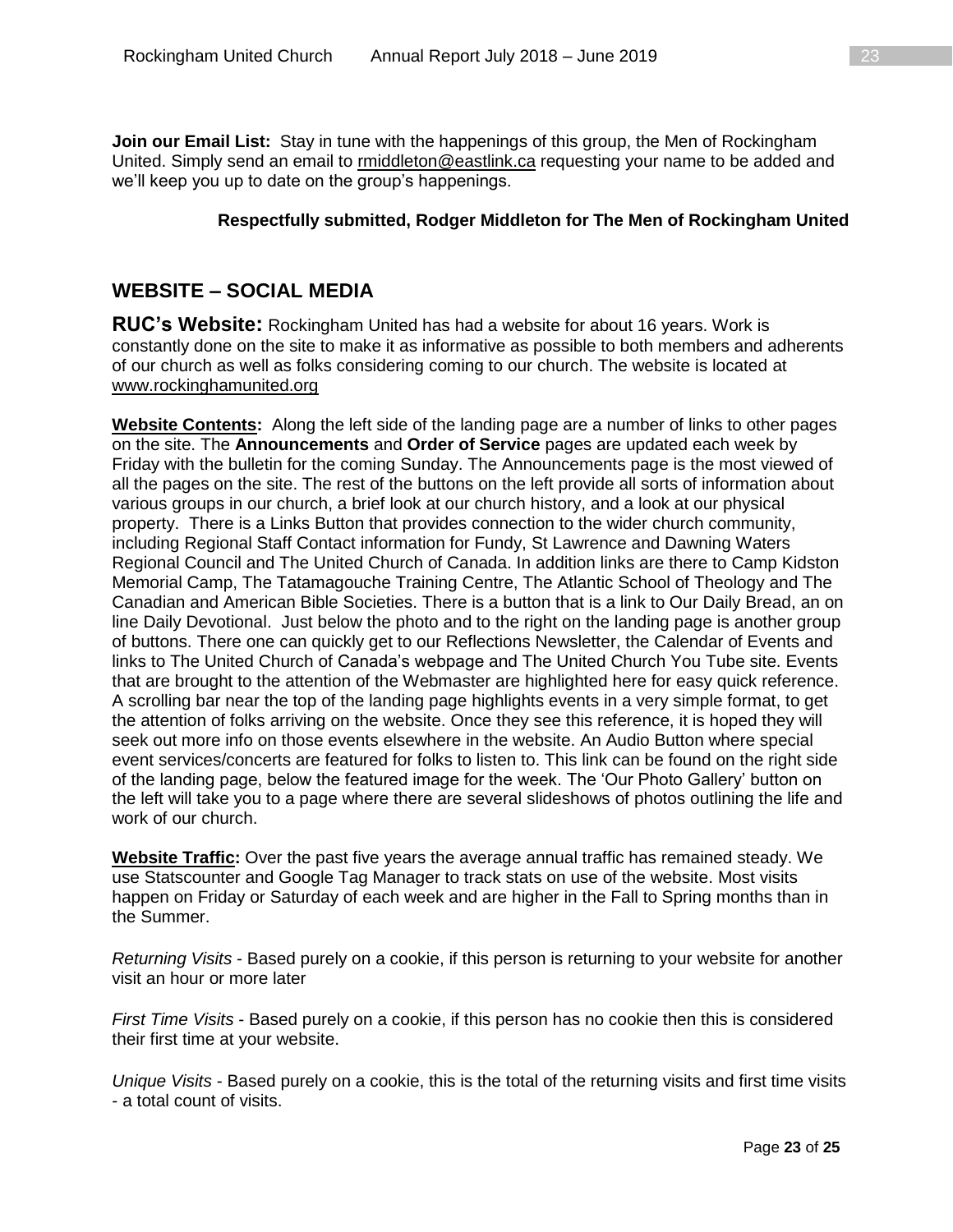**Join our Email List:** Stay in tune with the happenings of this group, the Men of Rockingham United. Simply send an email to rmiddleton@eastlink.ca requesting your name to be added and we'll keep you up to date on the group's happenings.

**Respectfully submitted, Rodger Middleton for The Men of Rockingham United**

## WEBSITE – SOCIAL MEDIA

**RUC's Website:** Rockingham United has had a website for about 16 years. Work is constantly done on the site to make it as informative as possible to both members and adherents of our church as well as folks considering coming to our church. The website is located at www.rockinghamunited.org

**Website Contents:** Along the left side of the landing page are a number of links to other pages on the site. The **Announcements** and **Order of Service** pages are updated each week by Friday with the bulletin for the coming Sunday. The Announcements page is the most viewed of all the pages on the site. The rest of the buttons on the left provide all sorts of information about various groups in our church, a brief look at our church history, and a look at our physical property. There is a Links Button that provides connection to the wider church community, including Regional Staff Contact information for Fundy, St Lawrence and Dawning Waters Regional Council and The United Church of Canada. In addition links are there to Camp Kidston Memorial Camp, The Tatamagouche Training Centre, The Atlantic School of Theology and The Canadian and American Bible Societies. There is a button that is a link to Our Daily Bread, an on line Daily Devotional. Just below the photo and to the right on the landing page is another group of buttons. There one can quickly get to our Reflections Newsletter, the Calendar of Events and links to The United Church of Canada's webpage and The United Church You Tube site. Events that are brought to the attention of the Webmaster are highlighted here for easy quick reference. A scrolling bar near the top of the landing page highlights events in a very simple format, to get the attention of folks arriving on the website. Once they see this reference, it is hoped they will seek out more info on those events elsewhere in the website. An Audio Button where special event services/concerts are featured for folks to listen to. This link can be found on the right side of the landing page, below the featured image for the week. The 'Our Photo Gallery' button on the left will take you to a page where there are several slideshows of photos outlining the life and work of our church.

**Website Traffic:** Over the past five years the average annual traffic has remained steady. We use Statscounter and Google Tag Manager to track stats on use of the website. Most visits happen on Friday or Saturday of each week and are higher in the Fall to Spring months than in the Summer.

*Returning Visits* - Based purely on a cookie, if this person is returning to your website for another visit an hour or more later

*First Time Visits* - Based purely on a cookie, if this person has no cookie then this is considered their first time at your website.

*Unique Visits* - Based purely on a cookie, this is the total of the returning visits and first time visits - a total count of visits.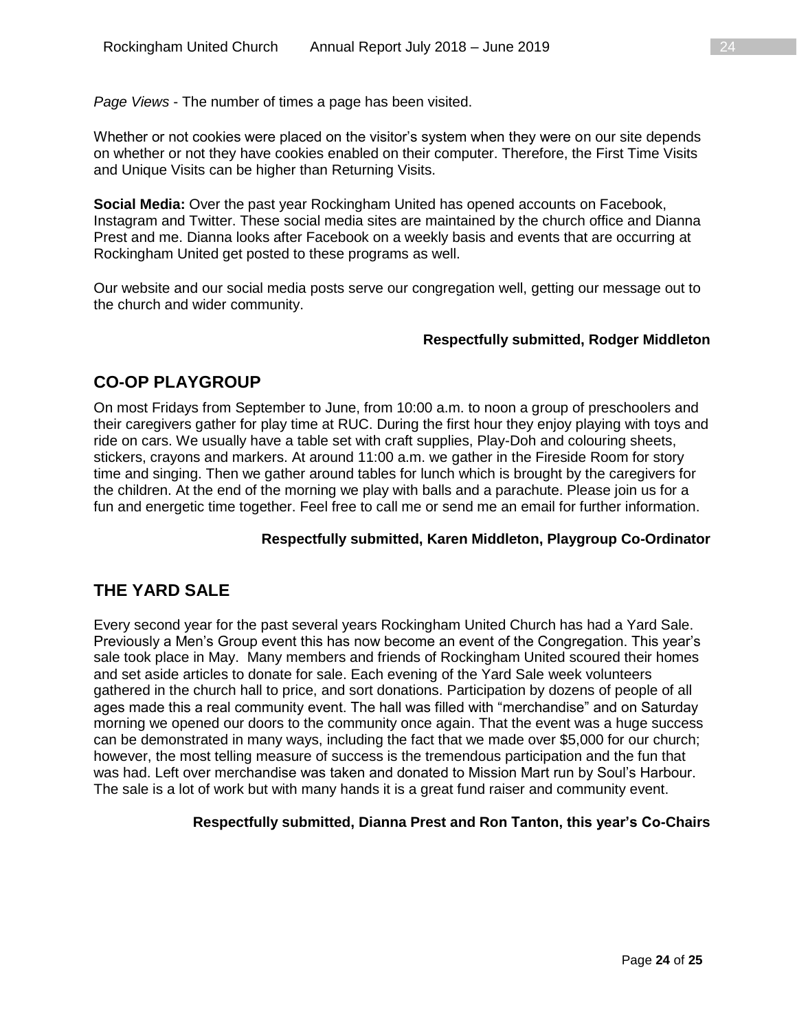*Page Views* - The number of times a page has been visited.

Whether or not cookies were placed on the visitor's system when they were on our site depends on whether or not they have cookies enabled on their computer. Therefore, the First Time Visits and Unique Visits can be higher than Returning Visits.

**Social Media:** Over the past year Rockingham United has opened accounts on Facebook, Instagram and Twitter. These social media sites are maintained by the church office and Dianna Prest and me. Dianna looks after Facebook on a weekly basis and events that are occurring at Rockingham United get posted to these programs as well.

Our website and our social media posts serve our congregation well, getting our message out to the church and wider community.

**Respectfully submitted, Rodger Middleton**

## CO-OP PLAYGROUP

On most Fridays from September to June, from 10:00 a.m. to noon a group of preschoolers and their caregivers gather for play time at RUC. During the first hour they enjoy playing with toys and ride on cars. We usually have a table set with craft supplies, Play-Doh and colouring sheets, stickers, crayons and markers. At around 11:00 a.m. we gather in the Fireside Room for story time and singing. Then we gather around tables for lunch which is brought by the caregivers for the children. At the end of the morning we play with balls and a parachute. Please join us for a fun and energetic time together. Feel free to call me or send me an email for further information.

**Respectfully submitted, Karen Middleton, Playgroup Co-Ordinator**

## THE YARD SALE

Every second year for the past several years Rockingham United Church has had a Yard Sale. Previously a Men's Group event this has now become an event of the Congregation. This year's sale took place in May. Many members and friends of Rockingham United scoured their homes and set aside articles to donate for sale. Each evening of the Yard Sale week volunteers gathered in the church hall to price, and sort donations. Participation by dozens of people of all ages made this a real community event. The hall was filled with "merchandise" and on Saturday morning we opened our doors to the community once again. That the event was a huge success can be demonstrated in many ways, including the fact that we made over $5,000 for our church; however, the most telling measure of success is the tremendous participation and the fun that was had. Left over merchandise was taken and donated to Mission Mart run by Soul's Harbour. The sale is a lot of work but with many hands it is a great fund raiser and community event.

**Respectfully submitted, Dianna Prest and Ron Tanton, this year's Co-Chairs**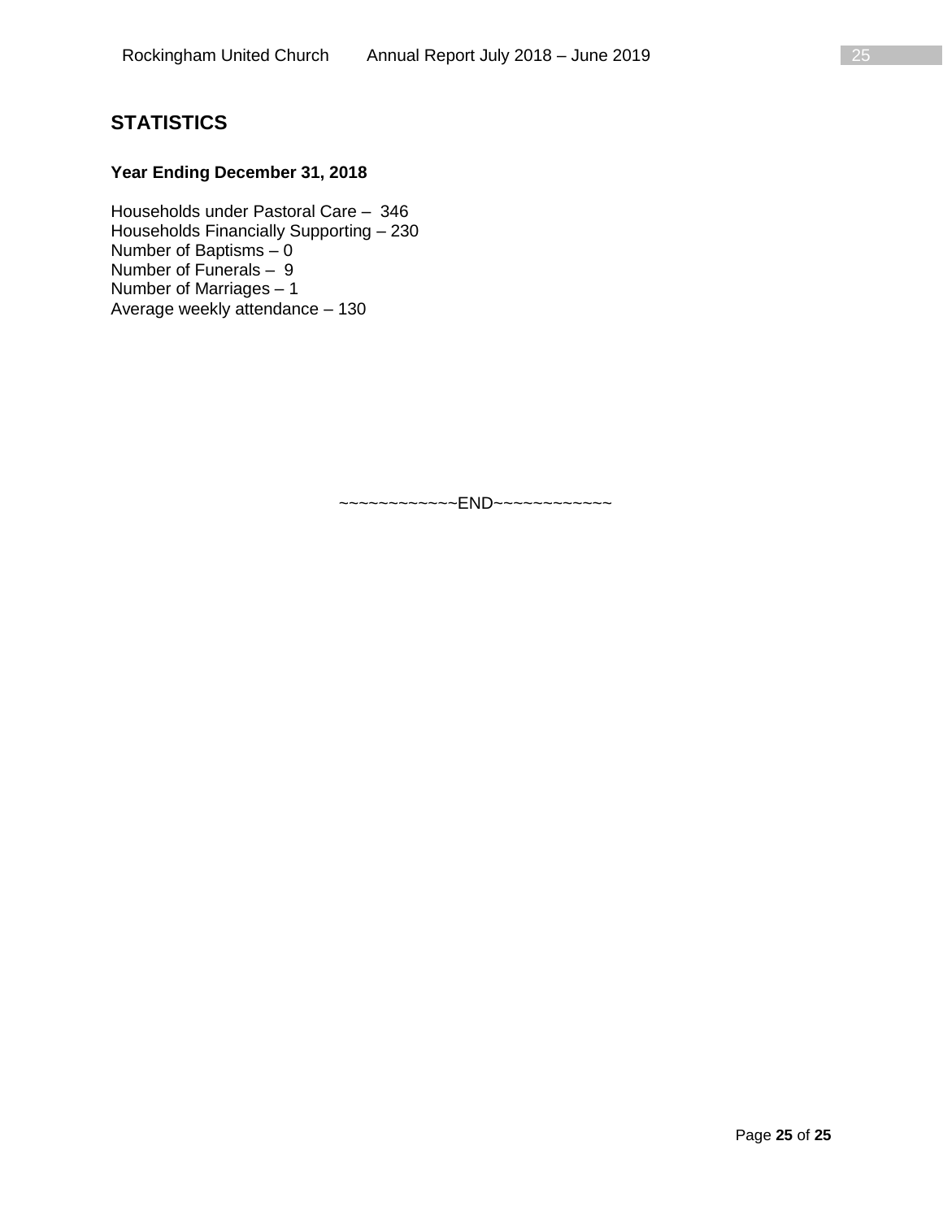## STATISTICS

**Year Ending December 31, 2018**

Households under Pastoral Care – 346
Households Financially Supporting – 230
Number of Baptisms – 0
Number of Funerals – 9
Number of Marriages – 1
Average weekly attendance – 130

~~~~~~~~~~~~~END~~~~~~~~~~~~~